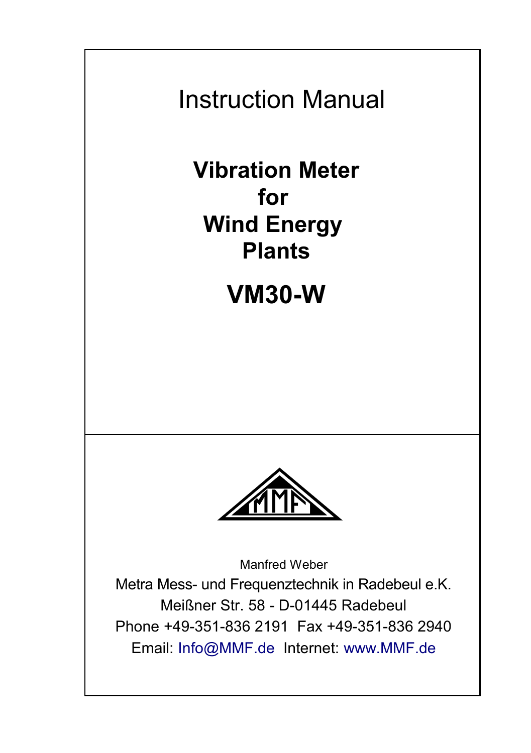# Instruction Manual

## Vibration Meter for Wind Energy Plants

## VM30-W

Manfred Weber

Metra Mess- und Frequenztechnik in Radebeul e.K.

Meißner Str. 58 - D-01445 Radebeul

Phone +49-351-836 2191 Fax +49-351-836 2940

Email: Info@MMF.de Internet: www.MMF.de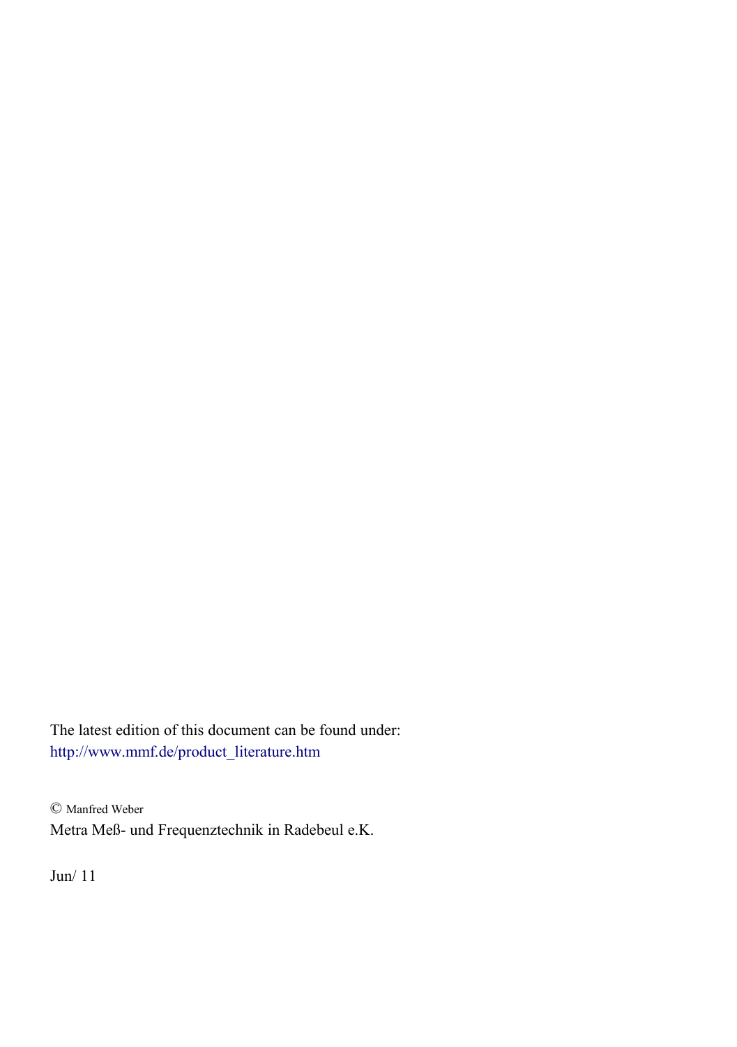The latest edition of this document can be found under:
http://www.mmf.de/product_literature.htm

© Manfred Weber
Metra Meß- und Frequenztechnik in Radebeul e.K.

Jun/ 11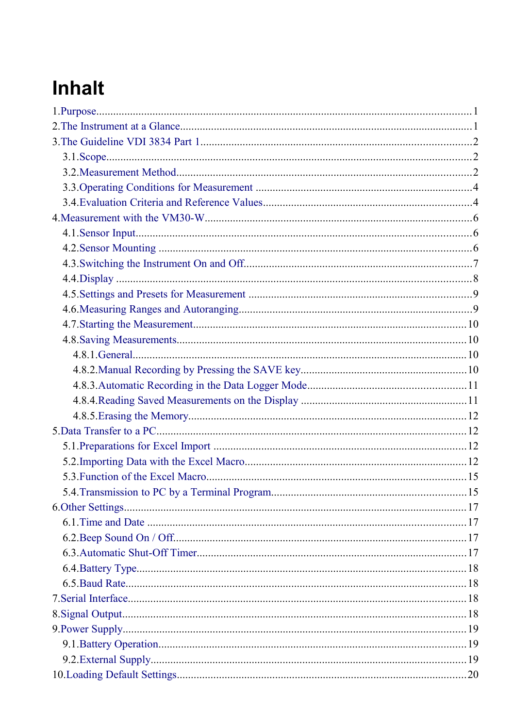# Inhalt

1.Purpose....1
2.The Instrument at a Glance....1
3.The Guideline VDI 3834 Part 1....2
  3.1.Scope....2
  3.2.Measurement Method....2
  3.3.Operating Conditions for Measurement....4
  3.4.Evaluation Criteria and Reference Values....4
4.Measurement with the VM30-W....6
  4.1.Sensor Input....6
  4.2.Sensor Mounting....6
  4.3.Switching the Instrument On and Off....7
  4.4.Display....8
  4.5.Settings and Presets for Measurement....9
  4.6.Measuring Ranges and Autoranging....9
  4.7.Starting the Measurement....10
  4.8.Saving Measurements....10
    4.8.1.General....10
    4.8.2.Manual Recording by Pressing the SAVE key....10
    4.8.3.Automatic Recording in the Data Logger Mode....11
    4.8.4.Reading Saved Measurements on the Display....11
    4.8.5.Erasing the Memory....12
5.Data Transfer to a PC....12
  5.1.Preparations for Excel Import....12
  5.2.Importing Data with the Excel Macro....12
  5.3.Function of the Excel Macro....15
  5.4.Transmission to PC by a Terminal Program....15
6.Other Settings....17
  6.1.Time and Date....17
  6.2.Beep Sound On / Off....17
  6.3.Automatic Shut-Off Timer....17
  6.4.Battery Type....18
  6.5.Baud Rate....18
7.Serial Interface....18
8.Signal Output....18
9.Power Supply....19
  9.1.Battery Operation....19
  9.2.External Supply....19
10.Loading Default Settings....20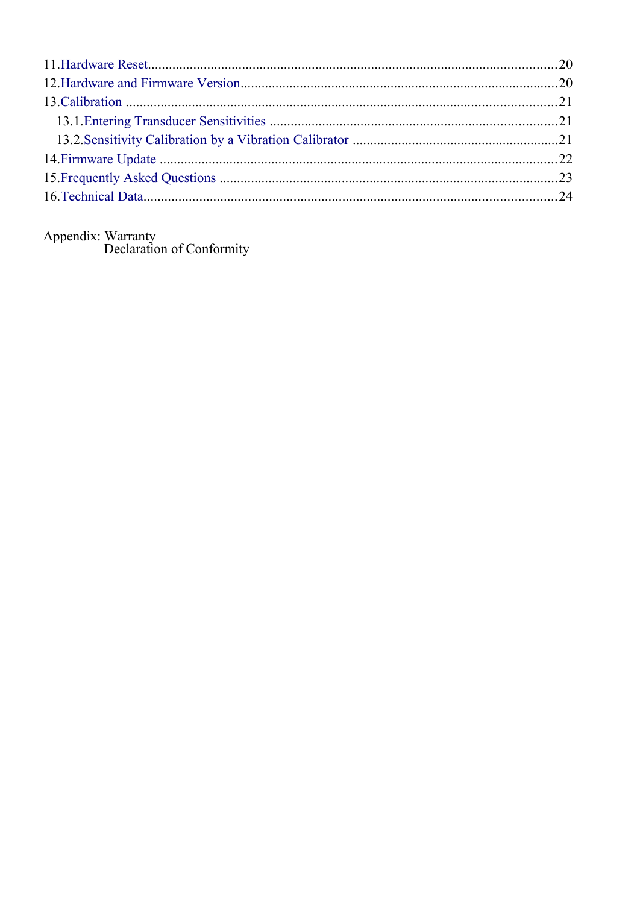11.Hardware Reset....................................................................................................................20
12.Hardware and Firmware Version..........................................................................................20
13.Calibration ...........................................................................................................................21
  13.1.Entering Transducer Sensitivities ...................................................................................21
  13.2.Sensitivity Calibration by a Vibration Calibrator ............................................................21
14.Firmware Update ..................................................................................................................22
15.Frequently Asked Questions .................................................................................................23
16.Technical Data......................................................................................................................24

Appendix: Warranty
Declaration of Conformity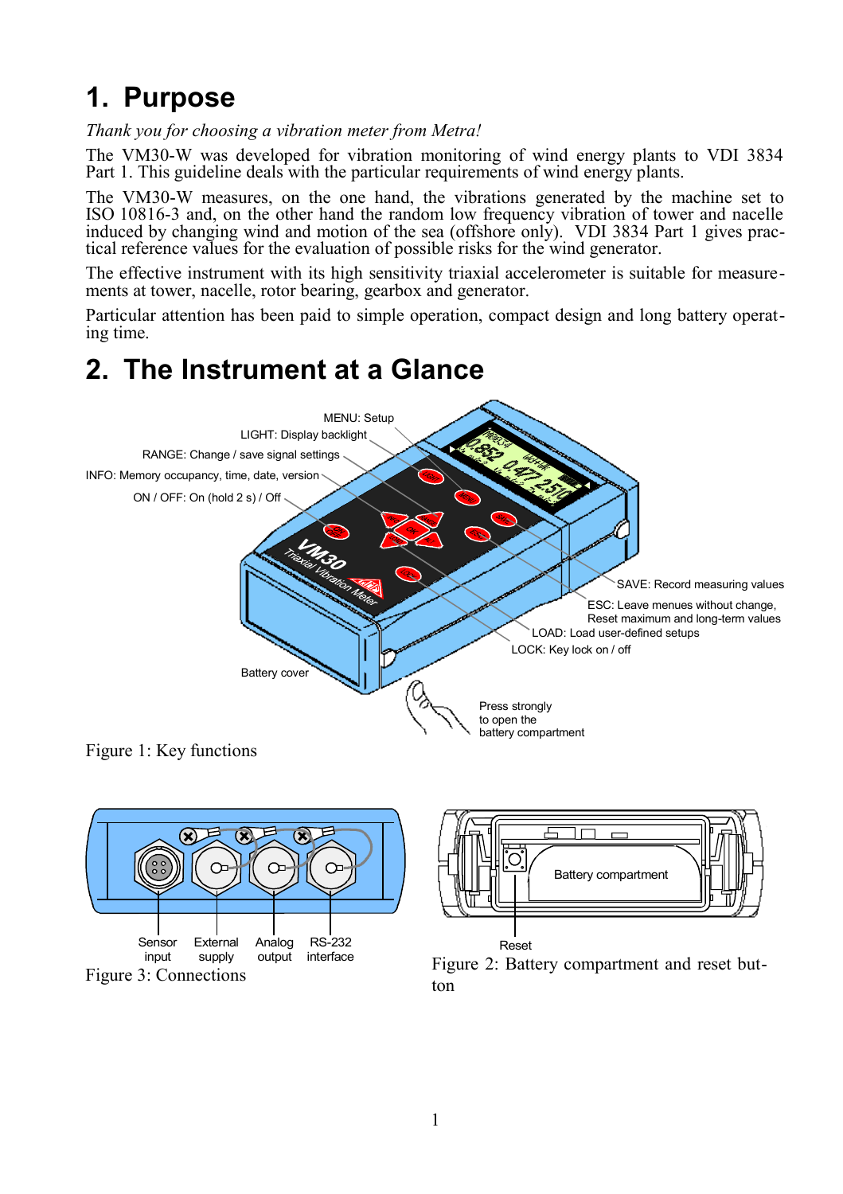# 1. Purpose

*Thank you for choosing a vibration meter from Metra!*

The VM30-W was developed for vibration monitoring of wind energy plants to VDI 3834 Part 1. This guideline deals with the particular requirements of wind energy plants.

The VM30-W measures, on the one hand, the vibrations generated by the machine set to ISO 10816-3 and, on the other hand the random low frequency vibration of tower and nacelle induced by changing wind and motion of the sea (offshore only). VDI 3834 Part 1 gives practical reference values for the evaluation of possible risks for the wind generator.

The effective instrument with its high sensitivity triaxial accelerometer is suitable for measurements at tower, nacelle, rotor bearing, gearbox and generator.

Particular attention has been paid to simple operation, compact design and long battery operating time.

# 2. The Instrument at a Glance

MENU: Setup
LIGHT: Display backlight
RANGE: Change / save signal settings
INFO: Memory occupancy, time, date, version
ON / OFF: On (hold 2 s) / Off
SAVE: Record measuring values
ESC: Leave menues without change, Reset maximum and long-term values
LOAD: Load user-defined setups
LOCK: Key lock on / off
Battery cover
Press strongly to open the battery compartment

Figure 1: Key functions

Sensor input
External supply
Analog output
RS-232 interface

Figure 3: Connections

Battery compartment
Reset

Figure 2: Battery compartment and reset button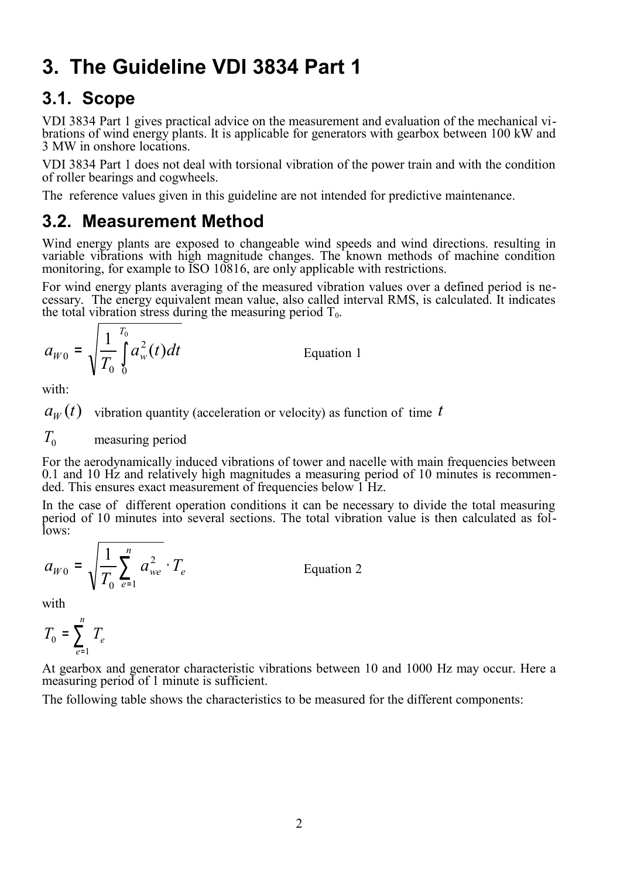# 3. The Guideline VDI 3834 Part 1

## 3.1. Scope

VDI 3834 Part 1 gives practical advice on the measurement and evaluation of the mechanical vibrations of wind energy plants. It is applicable for generators with gearbox between 100 kW and 3 MW in onshore locations.

VDI 3834 Part 1 does not deal with torsional vibration of the power train and with the condition of roller bearings and cogwheels.

The reference values given in this guideline are not intended for predictive maintenance.

## 3.2. Measurement Method

Wind energy plants are exposed to changeable wind speeds and wind directions. resulting in variable vibrations with high magnitude changes. The known methods of machine condition monitoring, for example to ISO 10816, are only applicable with restrictions.

For wind energy plants averaging of the measured vibration values over a defined period is necessary. The energy equivalent mean value, also called interval RMS, is calculated. It indicates the total vibration stress during the measuring period $T_0$.

$$a_{W0} = \sqrt{\frac{1}{T_0}\int_0^{T_0} a_w^2(t)dt} \qquad \text{Equation 1}$$

with:

$a_W(t)$ vibration quantity (acceleration or velocity) as function of time $t$

$T_0$ measuring period

For the aerodynamically induced vibrations of tower and nacelle with main frequencies between 0.1 and 10 Hz and relatively high magnitudes a measuring period of 10 minutes is recommended. This ensures exact measurement of frequencies below 1 Hz.

In the case of different operation conditions it can be necessary to divide the total measuring period of 10 minutes into several sections. The total vibration value is then calculated as follows:

$$a_{W0} = \sqrt{\frac{1}{T_0}\sum_{e=1}^{n} a_{we}^2 \cdot T_e} \qquad \text{Equation 2}$$

with

$$T_0 = \sum_{e=1}^{n} T_e$$

At gearbox and generator characteristic vibrations between 10 and 1000 Hz may occur. Here a measuring period of 1 minute is sufficient.

The following table shows the characteristics to be measured for the different components: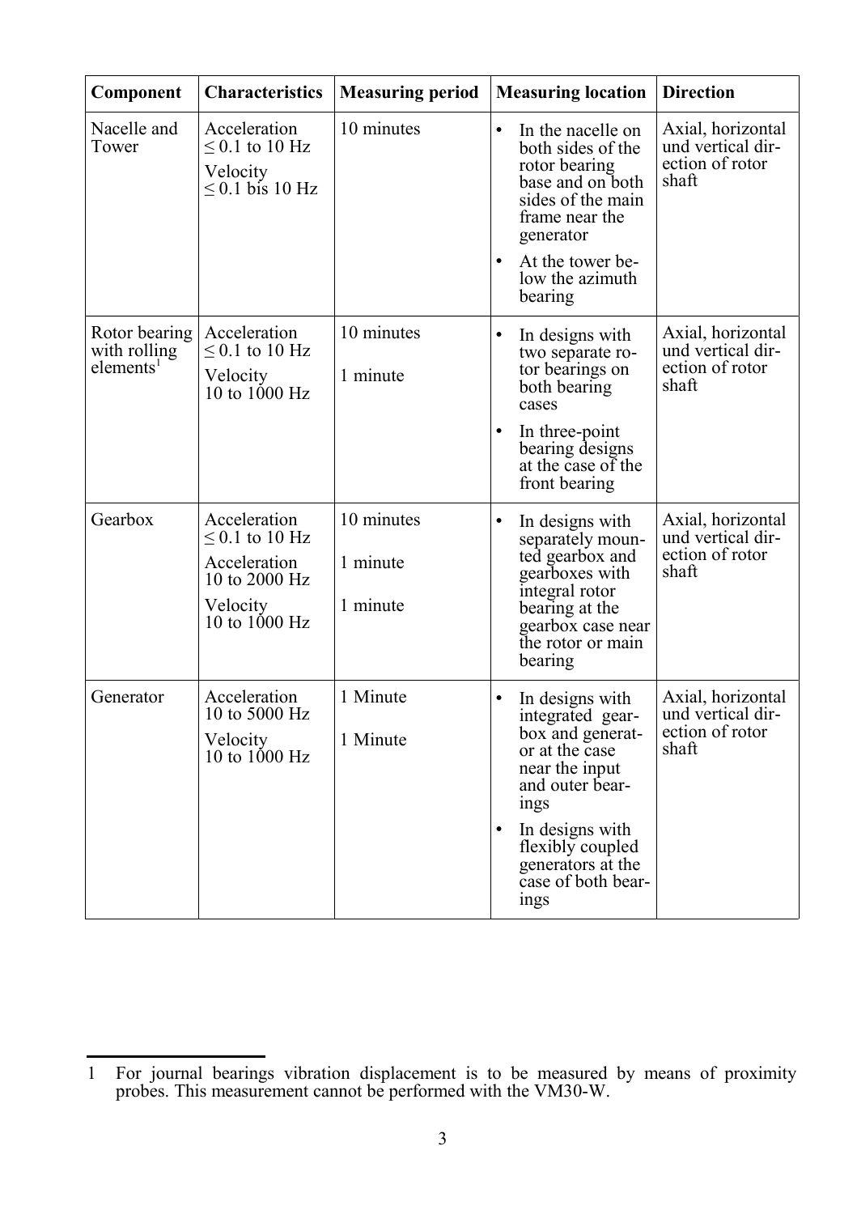| Component | Characteristics | Measuring period | Measuring location | Direction |
|---|---|---|---|---|
| Nacelle and Tower | Acceleration ≤ 0.1 to 10 Hz<br>Velocity ≤ 0.1 bis 10 Hz | 10 minutes | • In the nacelle on both sides of the rotor bearing base and on both sides of the main frame near the generator<br>• At the tower below the azimuth bearing | Axial, horizontal und vertical direction of rotor shaft |
| Rotor bearing with rolling elements[1] | Acceleration ≤ 0.1 to 10 Hz<br>Velocity 10 to 1000 Hz | 10 minutes<br>1 minute | • In designs with two separate rotor bearings on both bearing cases<br>• In three-point bearing designs at the case of the front bearing | Axial, horizontal und vertical direction of rotor shaft |
| Gearbox | Acceleration ≤ 0.1 to 10 Hz<br>Acceleration 10 to 2000 Hz<br>Velocity 10 to 1000 Hz | 10 minutes<br>1 minute<br>1 minute | • In designs with separately mounted gearbox and gearboxes with integral rotor bearing at the gearbox case near the rotor or main bearing | Axial, horizontal und vertical direction of rotor shaft |
| Generator | Acceleration 10 to 5000 Hz<br>Velocity 10 to 1000 Hz | 1 Minute<br>1 Minute | • In designs with integrated gearbox and generator at the case near the input and outer bearings<br>• In designs with flexibly coupled generators at the case of both bearings | Axial, horizontal und vertical direction of rotor shaft |

[1] For journal bearings vibration displacement is to be measured by means of proximity probes. This measurement cannot be performed with the VM30-W.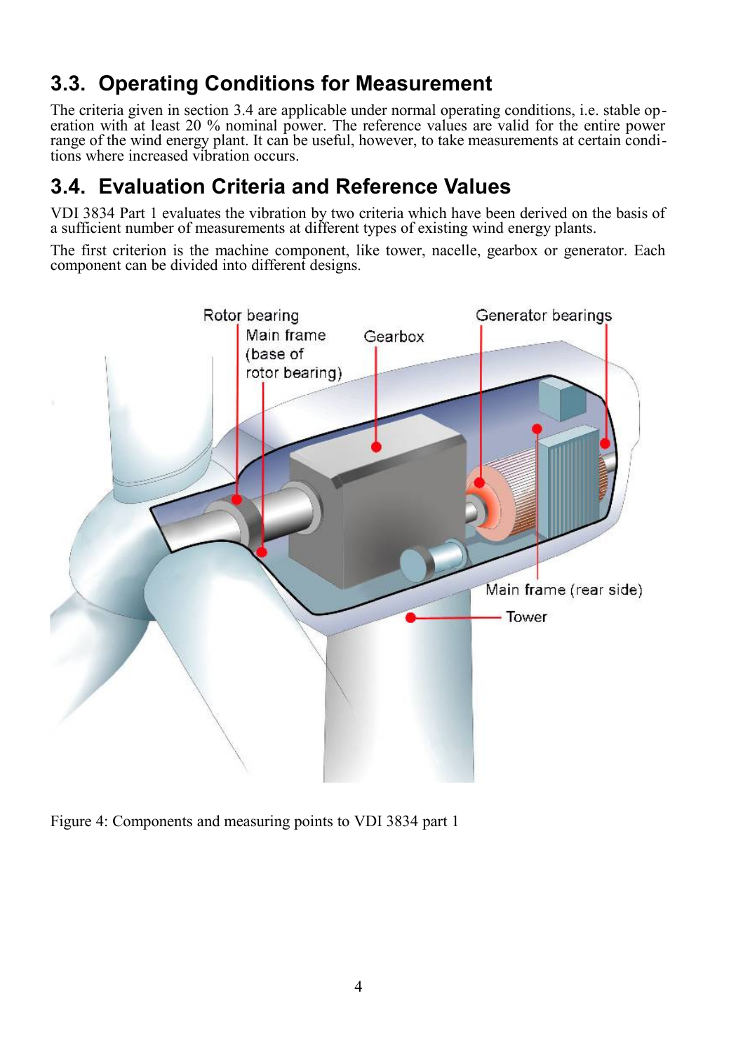## 3.3. Operating Conditions for Measurement

The criteria given in section 3.4 are applicable under normal operating conditions, i.e. stable operation with at least 20 % nominal power. The reference values are valid for the entire power range of the wind energy plant. It can be useful, however, to take measurements at certain conditions where increased vibration occurs.

## 3.4. Evaluation Criteria and Reference Values

VDI 3834 Part 1 evaluates the vibration by two criteria which have been derived on the basis of a sufficient number of measurements at different types of existing wind energy plants.

The first criterion is the machine component, like tower, nacelle, gearbox or generator. Each component can be divided into different designs.

Figure 4: Components and measuring points to VDI 3834 part 1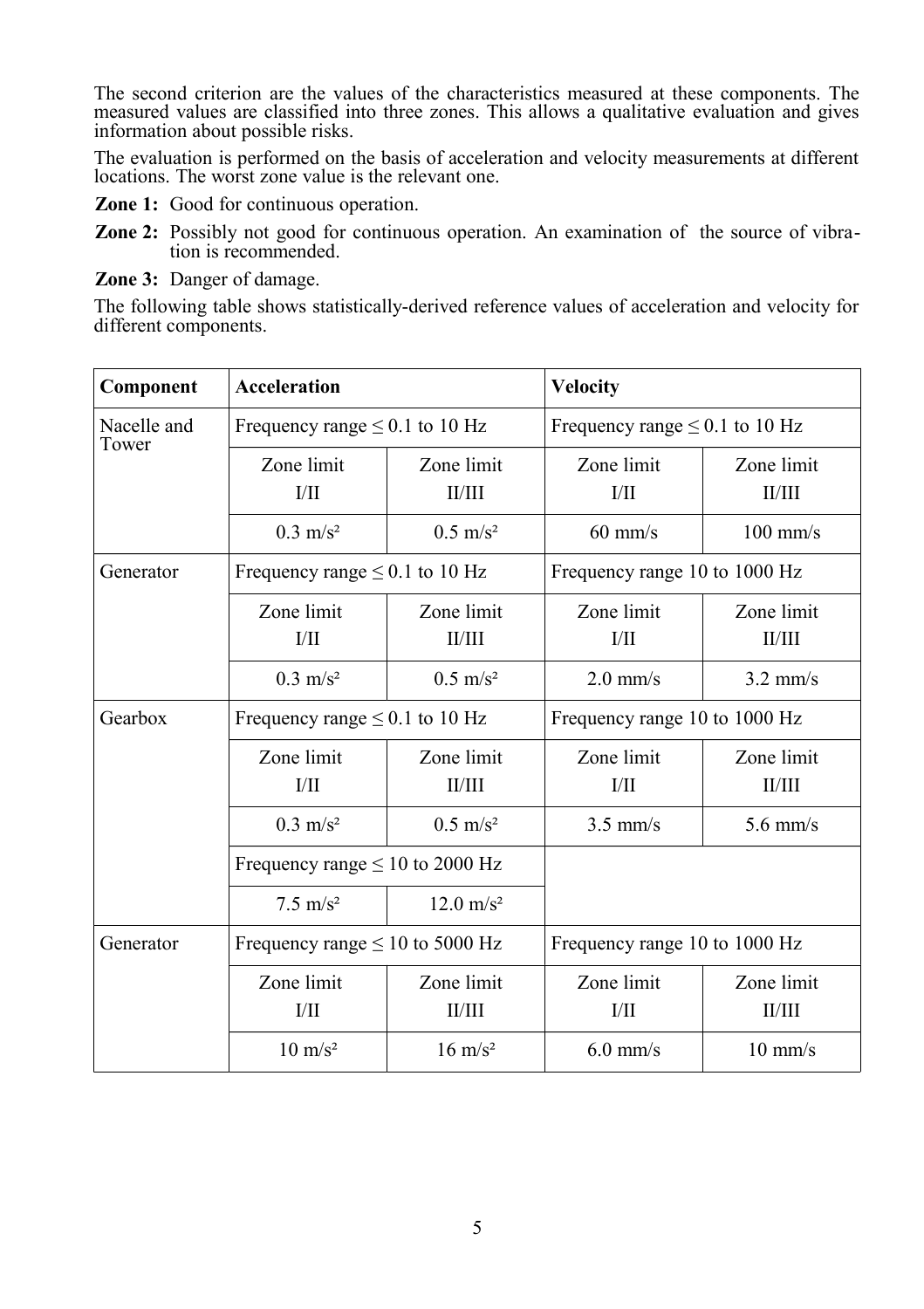The second criterion are the values of the characteristics measured at these components. The measured values are classified into three zones. This allows a qualitative evaluation and gives information about possible risks.

The evaluation is performed on the basis of acceleration and velocity measurements at different locations. The worst zone value is the relevant one.

**Zone 1:** Good for continuous operation.

**Zone 2:** Possibly not good for continuous operation. An examination of the source of vibration is recommended.

**Zone 3:** Danger of damage.

The following table shows statistically-derived reference values of acceleration and velocity for different components.

| **Component** | **Acceleration** | | **Velocity** | |
|---|---|---|---|---|
| Nacelle and Tower | Frequency range ≤ 0.1 to 10 Hz | | Frequency range ≤ 0.1 to 10 Hz | |
| | Zone limit I/II | Zone limit II/III | Zone limit I/II | Zone limit II/III |
| | 0.3 m/s² | 0.5 m/s² | 60 mm/s | 100 mm/s |
| Generator | Frequency range ≤ 0.1 to 10 Hz | | Frequency range 10 to 1000 Hz | |
| | Zone limit I/II | Zone limit II/III | Zone limit I/II | Zone limit II/III |
| | 0.3 m/s² | 0.5 m/s² | 2.0 mm/s | 3.2 mm/s |
| Gearbox | Frequency range ≤ 0.1 to 10 Hz | | Frequency range 10 to 1000 Hz | |
| | Zone limit I/II | Zone limit II/III | Zone limit I/II | Zone limit II/III |
| | 0.3 m/s² | 0.5 m/s² | 3.5 mm/s | 5.6 mm/s |
| | Frequency range ≤ 10 to 2000 Hz | | | |
| | 7.5 m/s² | 12.0 m/s² | | |
| Generator | Frequency range ≤ 10 to 5000 Hz | | Frequency range 10 to 1000 Hz | |
| | Zone limit I/II | Zone limit II/III | Zone limit I/II | Zone limit II/III |
| | 10 m/s² | 16 m/s² | 6.0 mm/s | 10 mm/s |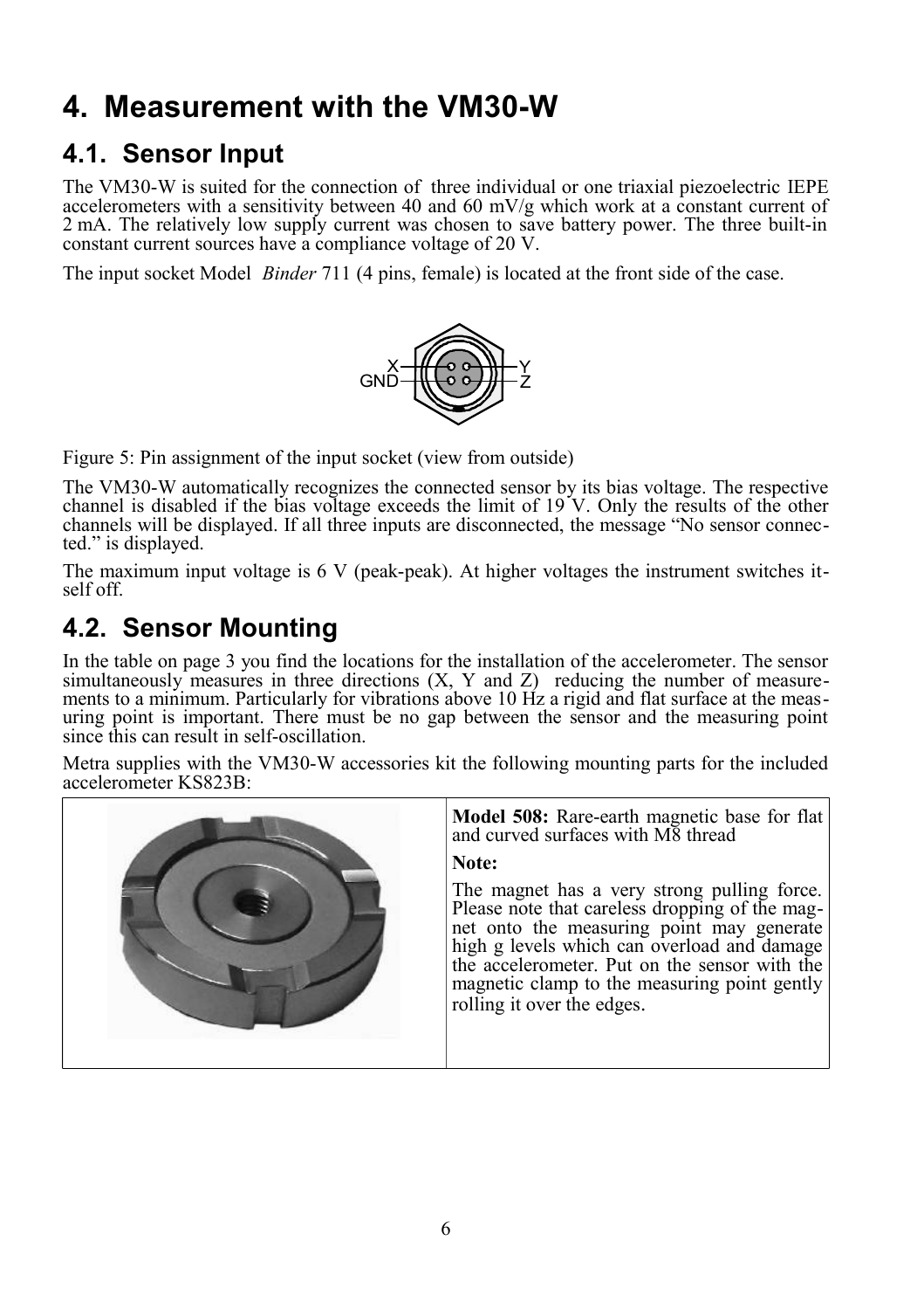# 4. Measurement with the VM30-W

## 4.1. Sensor Input

The VM30-W is suited for the connection of three individual or one triaxial piezoelectric IEPE accelerometers with a sensitivity between 40 and 60 mV/g which work at a constant current of 2 mA. The relatively low supply current was chosen to save battery power. The three built-in constant current sources have a compliance voltage of 20 V.

The input socket Model *Binder* 711 (4 pins, female) is located at the front side of the case.

Figure 5: Pin assignment of the input socket (view from outside)

The VM30-W automatically recognizes the connected sensor by its bias voltage. The respective channel is disabled if the bias voltage exceeds the limit of 19 V. Only the results of the other channels will be displayed. If all three inputs are disconnected, the message “No sensor connected.” is displayed.

The maximum input voltage is 6 V (peak-peak). At higher voltages the instrument switches itself off.

## 4.2. Sensor Mounting

In the table on page 3 you find the locations for the installation of the accelerometer. The sensor simultaneously measures in three directions (X, Y and Z) reducing the number of measurements to a minimum. Particularly for vibrations above 10 Hz a rigid and flat surface at the measuring point is important. There must be no gap between the sensor and the measuring point since this can result in self-oscillation.

Metra supplies with the VM30-W accessories kit the following mounting parts for the included accelerometer KS823B:

| | |
|---|---|
| | **Model 508:** Rare-earth magnetic base for flat and curved surfaces with M8 thread<br><br>**Note:**<br><br>The magnet has a very strong pulling force. Please note that careless dropping of the magnet onto the measuring point may generate high g levels which can overload and damage the accelerometer. Put on the sensor with the magnetic clamp to the measuring point gently rolling it over the edges. |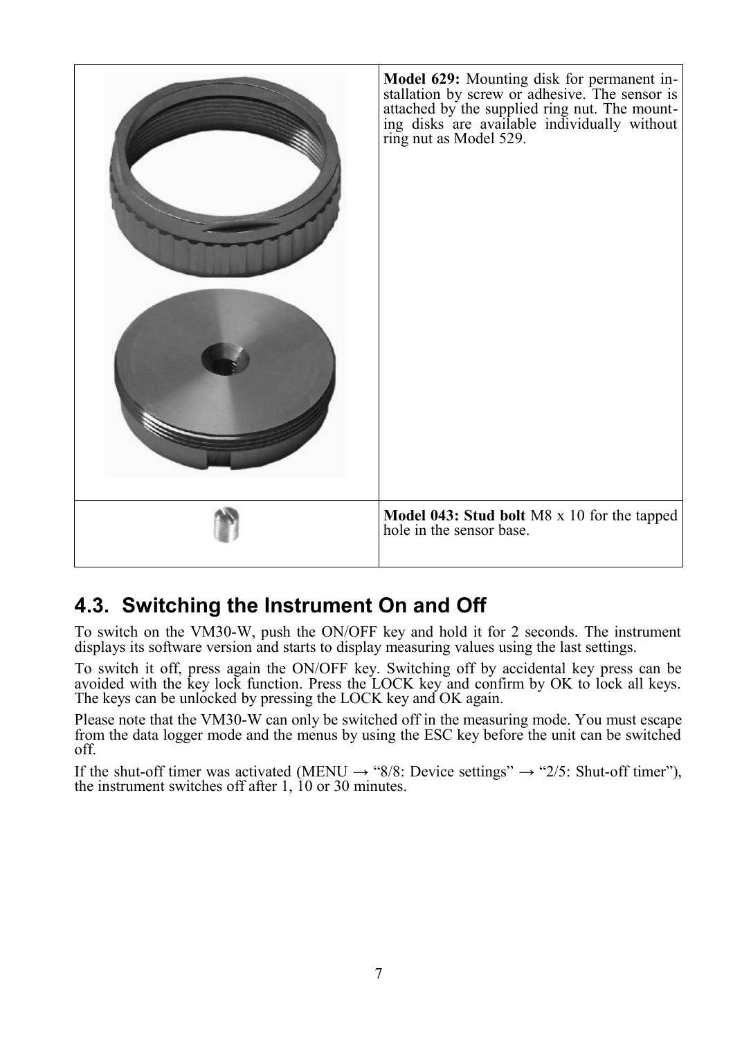| | |
|---|---|
| | **Model 629:** Mounting disk for permanent installation by screw or adhesive. The sensor is attached by the supplied ring nut. The mounting disks are available individually without ring nut as Model 529. |
| | **Model 043: Stud bolt** M8 x 10 for the tapped hole in the sensor base. |

## 4.3. Switching the Instrument On and Off

To switch on the VM30-W, push the ON/OFF key and hold it for 2 seconds. The instrument displays its software version and starts to display measuring values using the last settings.

To switch it off, press again the ON/OFF key. Switching off by accidental key press can be avoided with the key lock function. Press the LOCK key and confirm by OK to lock all keys. The keys can be unlocked by pressing the LOCK key and OK again.

Please note that the VM30-W can only be switched off in the measuring mode. You must escape from the data logger mode and the menus by using the ESC key before the unit can be switched off.

If the shut-off timer was activated (MENU → "8/8: Device settings" → "2/5: Shut-off timer"), the instrument switches off after 1, 10 or 30 minutes.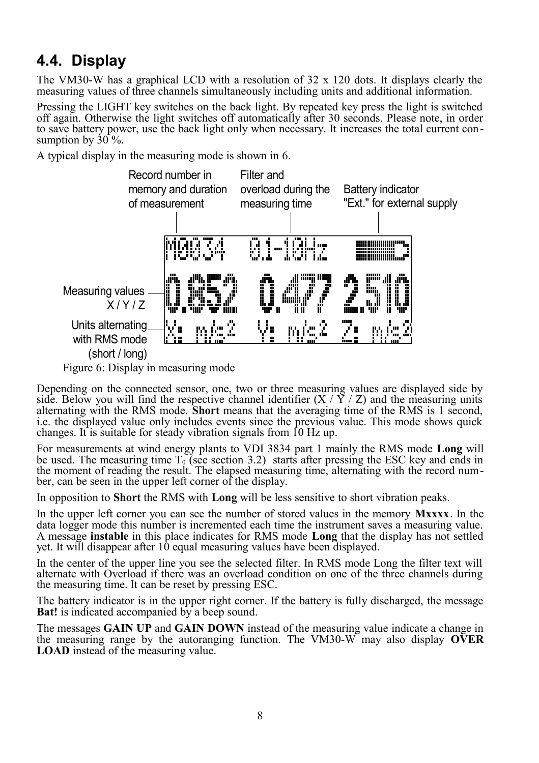## 4.4. Display

The VM30-W has a graphical LCD with a resolution of 32 x 120 dots. It displays clearly the measuring values of three channels simultaneously including units and additional information.

Pressing the LIGHT key switches on the back light. By repeated key press the light is switched off again. Otherwise the light switches off automatically after 30 seconds. Please note, in order to save battery power, use the back light only when necessary. It increases the total current consumption by 30 %.

A typical display in the measuring mode is shown in 6.

Figure 6: Display in measuring mode

Depending on the connected sensor, one, two or three measuring values are displayed side by side. Below you will find the respective channel identifier (X / Y / Z) and the measuring units alternating with the RMS mode. **Short** means that the averaging time of the RMS is 1 second, i.e. the displayed value only includes events since the previous value. This mode shows quick changes. It is suitable for steady vibration signals from 10 Hz up.

For measurements at wind energy plants to VDI 3834 part 1 mainly the RMS mode **Long** will be used. The measuring time $T_0$ (see section 3.2) starts after pressing the ESC key and ends in the moment of reading the result. The elapsed measuring time, alternating with the record number, can be seen in the upper left corner of the display.

In opposition to **Short** the RMS with **Long** will be less sensitive to short vibration peaks.

In the upper left corner you can see the number of stored values in the memory **Mxxxx**. In the data logger mode this number is incremented each time the instrument saves a measuring value. A message **instable** in this place indicates for RMS mode **Long** that the display has not settled yet. It will disappear after 10 equal measuring values have been displayed.

In the center of the upper line you see the selected filter. In RMS mode Long the filter text will alternate with Overload if there was an overload condition on one of the three channels during the measuring time. It can be reset by pressing ESC.

The battery indicator is in the upper right corner. If the battery is fully discharged, the message **Bat!** is indicated accompanied by a beep sound.

The messages **GAIN UP** and **GAIN DOWN** instead of the measuring value indicate a change in the measuring range by the autoranging function. The VM30-W may also display **OVER LOAD** instead of the measuring value.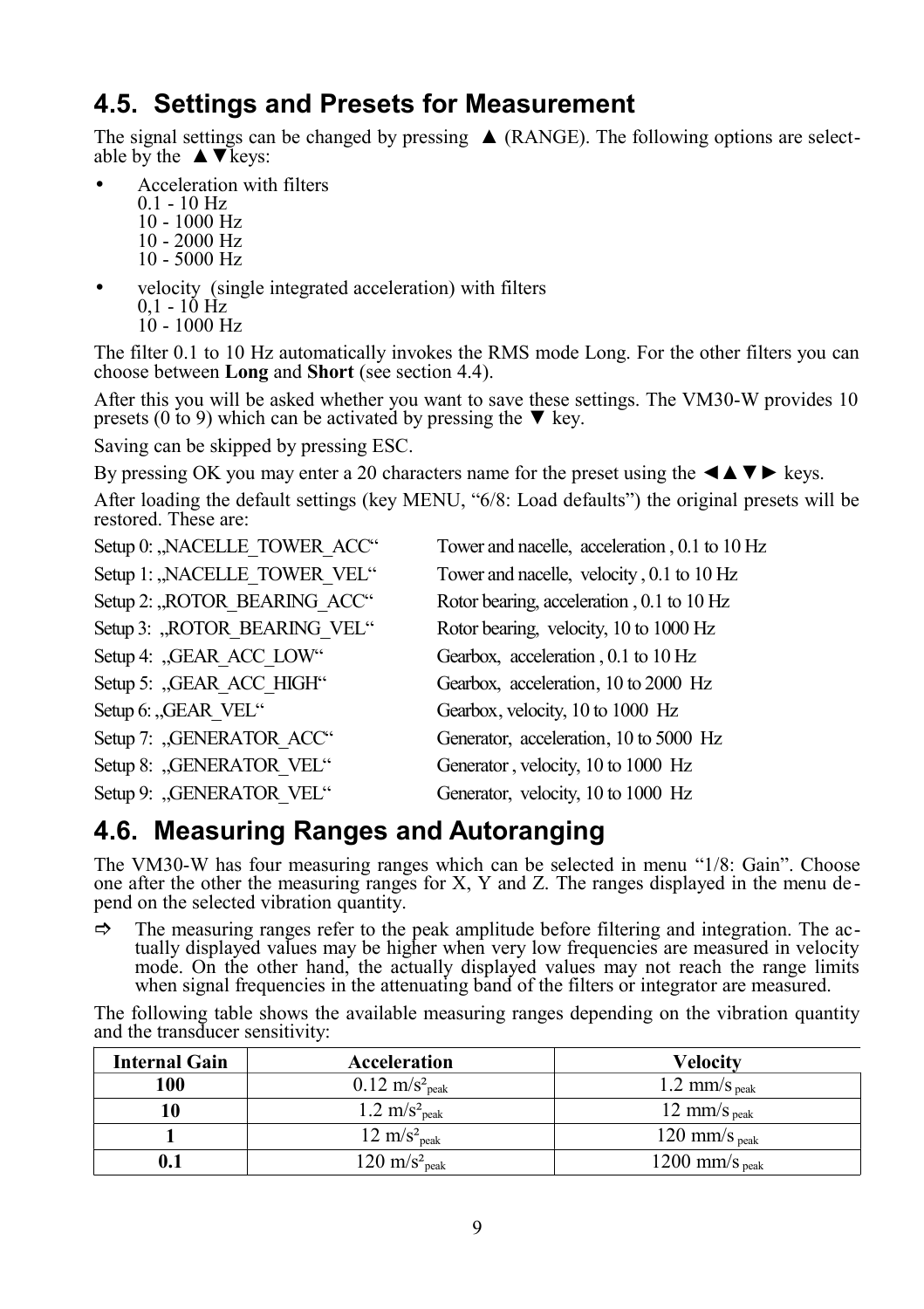## 4.5. Settings and Presets for Measurement

The signal settings can be changed by pressing ▲ (RANGE). The following options are selectable by the ▲▼keys:

- Acceleration with filters
  0.1 - 10 Hz
  10 - 1000 Hz
  10 - 2000 Hz
  10 - 5000 Hz
- velocity (single integrated acceleration) with filters
  0,1 - 10 Hz
  10 - 1000 Hz

The filter 0.1 to 10 Hz automatically invokes the RMS mode Long. For the other filters you can choose between **Long** and **Short** (see section 4.4).

After this you will be asked whether you want to save these settings. The VM30-W provides 10 presets (0 to 9) which can be activated by pressing the ▼ key.

Saving can be skipped by pressing ESC.

By pressing OK you may enter a 20 characters name for the preset using the ◄▲▼► keys.

After loading the default settings (key MENU, "6/8: Load defaults") the original presets will be restored. These are:

| | |
|---|---|
| Setup 0: „NACELLE_TOWER_ACC" | Tower and nacelle, acceleration , 0.1 to 10 Hz |
| Setup 1: „NACELLE_TOWER_VEL" | Tower and nacelle, velocity , 0.1 to 10 Hz |
| Setup 2: „ROTOR_BEARING_ACC" | Rotor bearing, acceleration , 0.1 to 10 Hz |
| Setup 3: „ROTOR_BEARING_VEL" | Rotor bearing, velocity, 10 to 1000 Hz |
| Setup 4: „GEAR_ACC_LOW" | Gearbox, acceleration , 0.1 to 10 Hz |
| Setup 5: „GEAR_ACC_HIGH" | Gearbox, acceleration, 10 to 2000 Hz |
| Setup 6: „GEAR_VEL" | Gearbox, velocity, 10 to 1000 Hz |
| Setup 7: „GENERATOR_ACC" | Generator, acceleration, 10 to 5000 Hz |
| Setup 8: „GENERATOR_VEL" | Generator , velocity, 10 to 1000 Hz |
| Setup 9: „GENERATOR_VEL" | Generator, velocity, 10 to 1000 Hz |

## 4.6. Measuring Ranges and Autoranging

The VM30-W has four measuring ranges which can be selected in menu "1/8: Gain". Choose one after the other the measuring ranges for X, Y and Z. The ranges displayed in the menu depend on the selected vibration quantity.

⇨ The measuring ranges refer to the peak amplitude before filtering and integration. The actually displayed values may be higher when very low frequencies are measured in velocity mode. On the other hand, the actually displayed values may not reach the range limits when signal frequencies in the attenuating band of the filters or integrator are measured.

The following table shows the available measuring ranges depending on the vibration quantity and the transducer sensitivity:

| Internal Gain | Acceleration | Velocity |
|---|---|---|
| **100** | 0.12 $m/s^2_{peak}$ | 1.2 $mm/s_{peak}$ |
| **10** | 1.2 $m/s^2_{peak}$ | 12 $mm/s_{peak}$ |
| **1** | 12 $m/s^2_{peak}$ | 120 $mm/s_{peak}$ |
| **0.1** | 120 $m/s^2_{peak}$ | 1200 $mm/s_{peak}$ |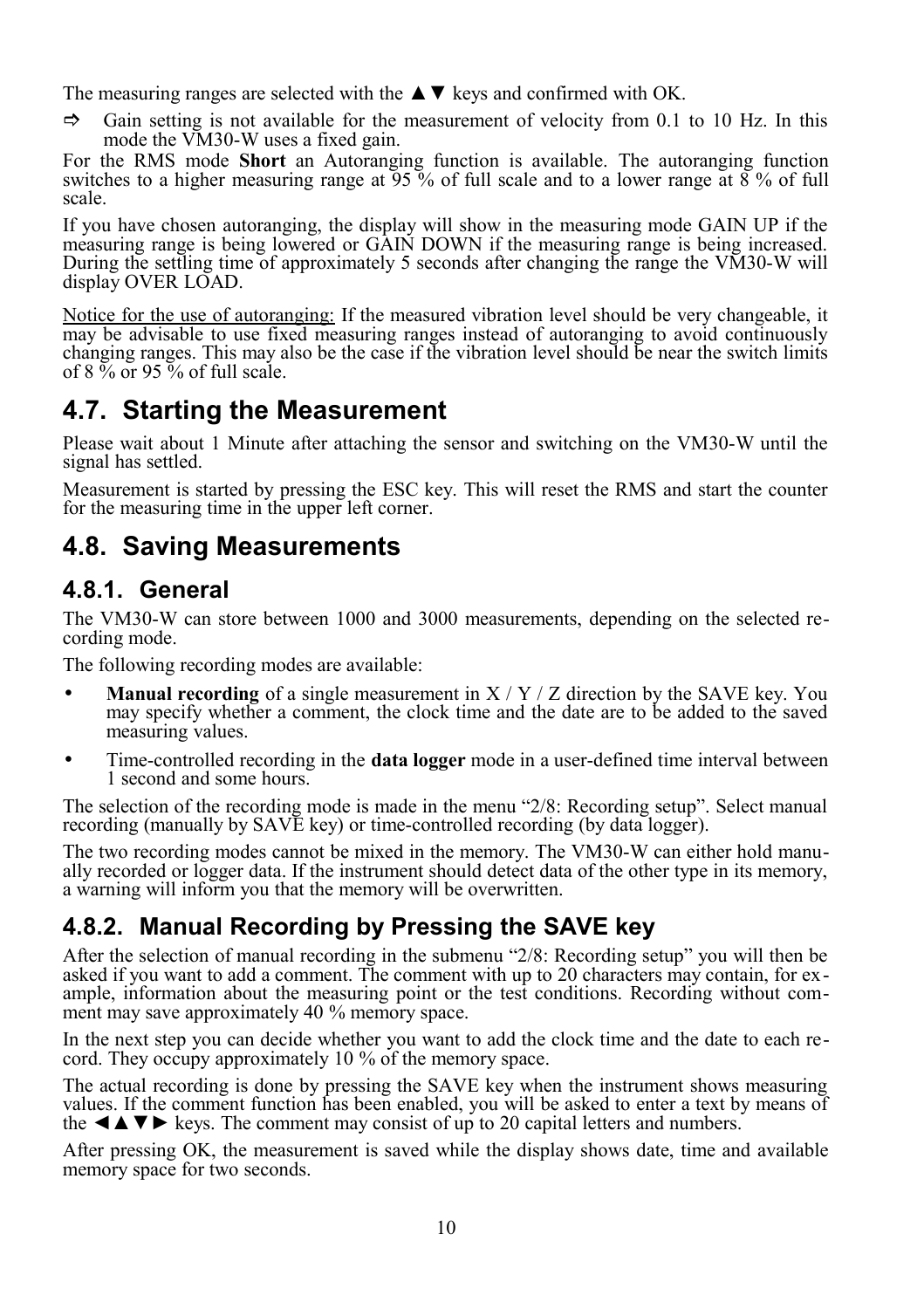The measuring ranges are selected with the ▲▼ keys and confirmed with OK.

⇨ Gain setting is not available for the measurement of velocity from 0.1 to 10 Hz. In this mode the VM30-W uses a fixed gain.

For the RMS mode **Short** an Autoranging function is available. The autoranging function switches to a higher measuring range at 95 % of full scale and to a lower range at 8 % of full scale.

If you have chosen autoranging, the display will show in the measuring mode GAIN UP if the measuring range is being lowered or GAIN DOWN if the measuring range is being increased. During the settling time of approximately 5 seconds after changing the range the VM30-W will display OVER LOAD.

Notice for the use of autoranging: If the measured vibration level should be very changeable, it may be advisable to use fixed measuring ranges instead of autoranging to avoid continuously changing ranges. This may also be the case if the vibration level should be near the switch limits of 8 % or 95 % of full scale.

## 4.7. Starting the Measurement

Please wait about 1 Minute after attaching the sensor and switching on the VM30-W until the signal has settled.

Measurement is started by pressing the ESC key. This will reset the RMS and start the counter for the measuring time in the upper left corner.

## 4.8. Saving Measurements

### 4.8.1. General

The VM30-W can store between 1000 and 3000 measurements, depending on the selected recording mode.

The following recording modes are available:

- **Manual recording** of a single measurement in X / Y / Z direction by the SAVE key. You may specify whether a comment, the clock time and the date are to be added to the saved measuring values.
- Time-controlled recording in the **data logger** mode in a user-defined time interval between 1 second and some hours.

The selection of the recording mode is made in the menu “2/8: Recording setup”. Select manual recording (manually by SAVE key) or time-controlled recording (by data logger).

The two recording modes cannot be mixed in the memory. The VM30-W can either hold manually recorded or logger data. If the instrument should detect data of the other type in its memory, a warning will inform you that the memory will be overwritten.

### 4.8.2. Manual Recording by Pressing the SAVE key

After the selection of manual recording in the submenu “2/8: Recording setup” you will then be asked if you want to add a comment. The comment with up to 20 characters may contain, for example, information about the measuring point or the test conditions. Recording without comment may save approximately 40 % memory space.

In the next step you can decide whether you want to add the clock time and the date to each record. They occupy approximately 10 % of the memory space.

The actual recording is done by pressing the SAVE key when the instrument shows measuring values. If the comment function has been enabled, you will be asked to enter a text by means of the ◄▲▼► keys. The comment may consist of up to 20 capital letters and numbers.

After pressing OK, the measurement is saved while the display shows date, time and available memory space for two seconds.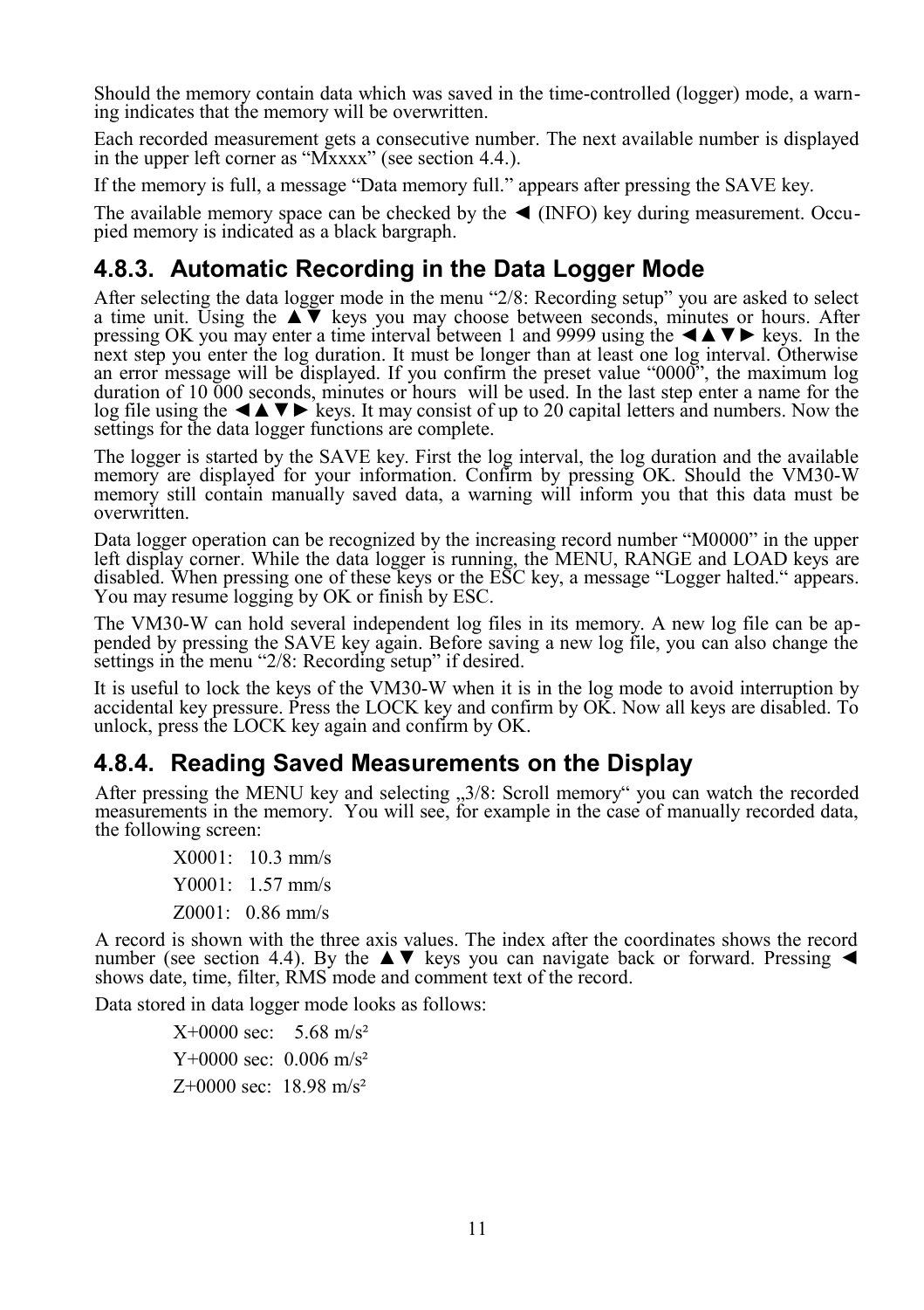Should the memory contain data which was saved in the time-controlled (logger) mode, a warning indicates that the memory will be overwritten.

Each recorded measurement gets a consecutive number. The next available number is displayed in the upper left corner as "Mxxxx" (see section 4.4.).

If the memory is full, a message "Data memory full." appears after pressing the SAVE key.

The available memory space can be checked by the ◄ (INFO) key during measurement. Occupied memory is indicated as a black bargraph.

### 4.8.3. Automatic Recording in the Data Logger Mode

After selecting the data logger mode in the menu "2/8: Recording setup" you are asked to select a time unit. Using the ▲▼ keys you may choose between seconds, minutes or hours. After pressing OK you may enter a time interval between 1 and 9999 using the ◄▲▼► keys. In the next step you enter the log duration. It must be longer than at least one log interval. Otherwise an error message will be displayed. If you confirm the preset value "0000", the maximum log duration of 10 000 seconds, minutes or hours will be used. In the last step enter a name for the log file using the ◄▲▼► keys. It may consist of up to 20 capital letters and numbers. Now the settings for the data logger functions are complete.

The logger is started by the SAVE key. First the log interval, the log duration and the available memory are displayed for your information. Confirm by pressing OK. Should the VM30-W memory still contain manually saved data, a warning will inform you that this data must be overwritten.

Data logger operation can be recognized by the increasing record number "M0000" in the upper left display corner. While the data logger is running, the MENU, RANGE and LOAD keys are disabled. When pressing one of these keys or the ESC key, a message "Logger halted." appears. You may resume logging by OK or finish by ESC.

The VM30-W can hold several independent log files in its memory. A new log file can be appended by pressing the SAVE key again. Before saving a new log file, you can also change the settings in the menu "2/8: Recording setup" if desired.

It is useful to lock the keys of the VM30-W when it is in the log mode to avoid interruption by accidental key pressure. Press the LOCK key and confirm by OK. Now all keys are disabled. To unlock, press the LOCK key again and confirm by OK.

### 4.8.4. Reading Saved Measurements on the Display

After pressing the MENU key and selecting „3/8: Scroll memory" you can watch the recorded measurements in the memory. You will see, for example in the case of manually recorded data, the following screen:

X0001: 10.3 mm/s

Y0001: 1.57 mm/s

Z0001: 0.86 mm/s

A record is shown with the three axis values. The index after the coordinates shows the record number (see section 4.4). By the ▲▼ keys you can navigate back or forward. Pressing ◄ shows date, time, filter, RMS mode and comment text of the record.

Data stored in data logger mode looks as follows:

X+0000 sec: 5.68 m/s²

Y+0000 sec: 0.006 m/s²

Z+0000 sec: 18.98 m/s²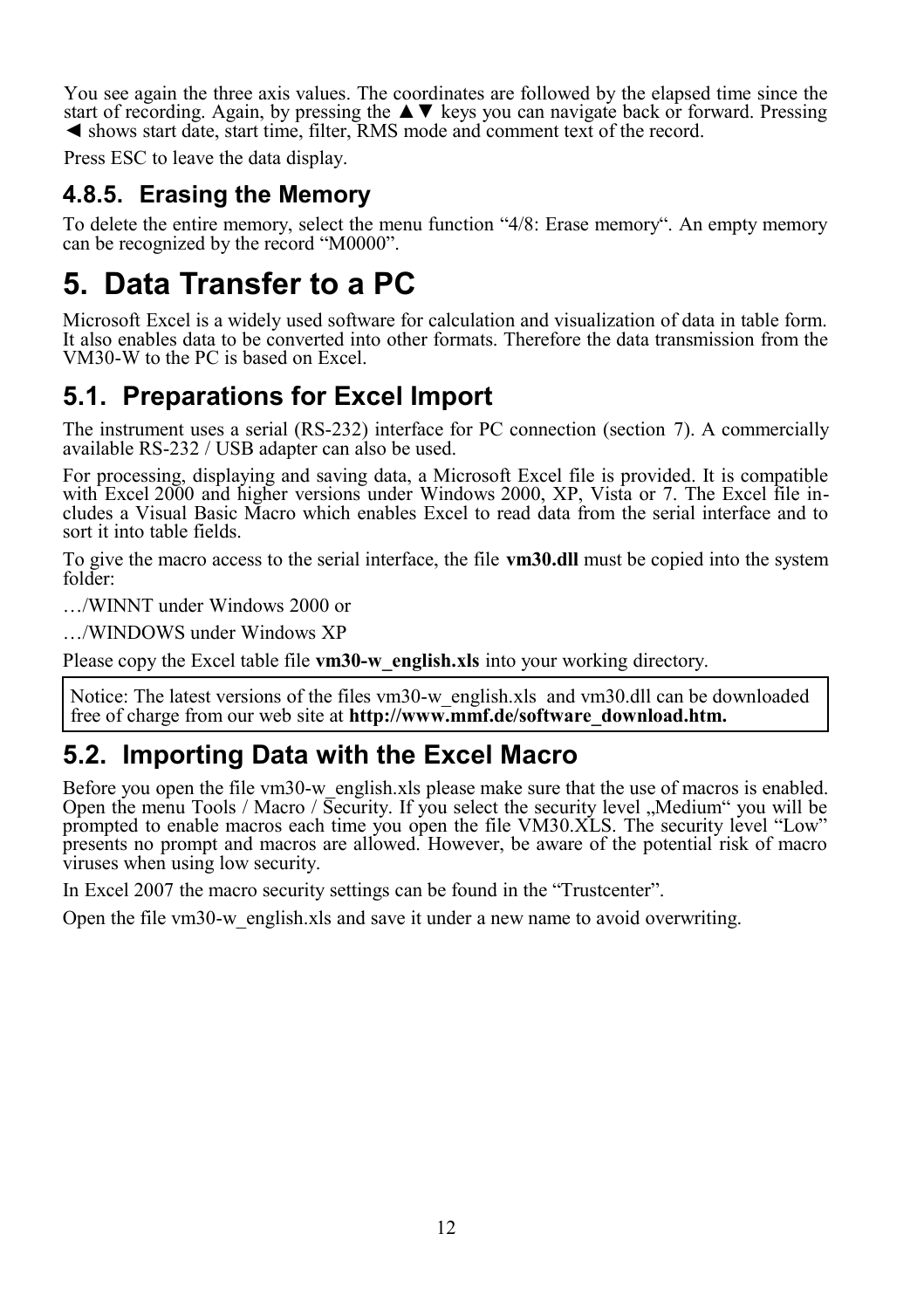You see again the three axis values. The coordinates are followed by the elapsed time since the start of recording. Again, by pressing the ▲▼ keys you can navigate back or forward. Pressing ◄ shows start date, start time, filter, RMS mode and comment text of the record.

Press ESC to leave the data display.

### 4.8.5. Erasing the Memory

To delete the entire memory, select the menu function "4/8: Erase memory". An empty memory can be recognized by the record "M0000".

# 5. Data Transfer to a PC

Microsoft Excel is a widely used software for calculation and visualization of data in table form. It also enables data to be converted into other formats. Therefore the data transmission from the VM30-W to the PC is based on Excel.

## 5.1. Preparations for Excel Import

The instrument uses a serial (RS-232) interface for PC connection (section 7). A commercially available RS-232 / USB adapter can also be used.

For processing, displaying and saving data, a Microsoft Excel file is provided. It is compatible with Excel 2000 and higher versions under Windows 2000, XP, Vista or 7. The Excel file includes a Visual Basic Macro which enables Excel to read data from the serial interface and to sort it into table fields.

To give the macro access to the serial interface, the file **vm30.dll** must be copied into the system folder:

…/WINNT under Windows 2000 or

…/WINDOWS under Windows XP

Please copy the Excel table file **vm30-w_english.xls** into your working directory.

> Notice: The latest versions of the files vm30-w_english.xls and vm30.dll can be downloaded free of charge from our web site at **http://www.mmf.de/software_download.htm.**

## 5.2. Importing Data with the Excel Macro

Before you open the file vm30-w_english.xls please make sure that the use of macros is enabled. Open the menu Tools / Macro / Security. If you select the security level „Medium" you will be prompted to enable macros each time you open the file VM30.XLS. The security level "Low" presents no prompt and macros are allowed. However, be aware of the potential risk of macro viruses when using low security.

In Excel 2007 the macro security settings can be found in the "Trustcenter".

Open the file vm30-w_english.xls and save it under a new name to avoid overwriting.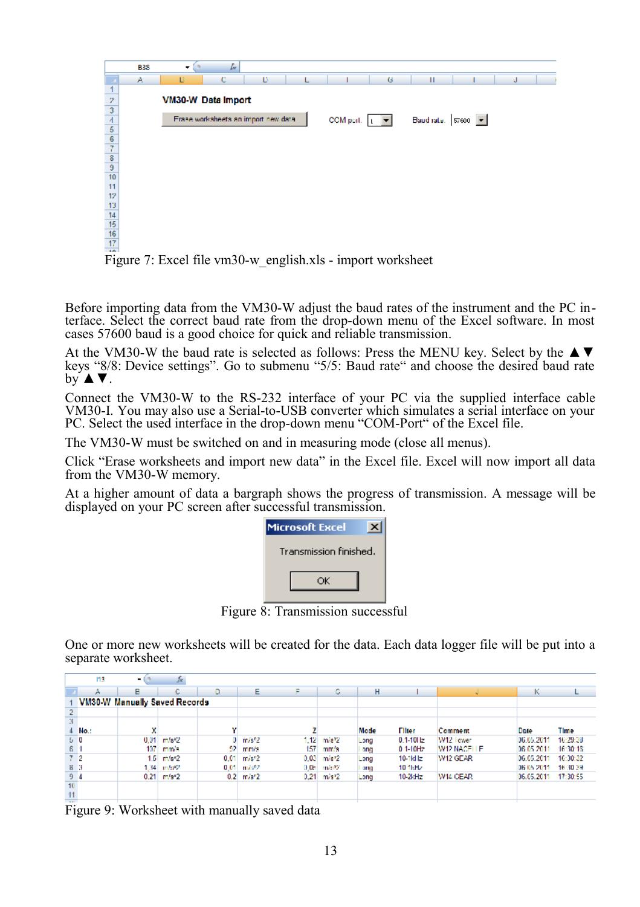Figure 7: Excel file vm30-w_english.xls - import worksheet

Before importing data from the VM30-W adjust the baud rates of the instrument and the PC interface. Select the correct baud rate from the drop-down menu of the Excel software. In most cases 57600 baud is a good choice for quick and reliable transmission.

At the VM30-W the baud rate is selected as follows: Press the MENU key. Select by the ▲▼ keys “8/8: Device settings”. Go to submenu “5/5: Baud rate“ and choose the desired baud rate by ▲▼.

Connect the VM30-W to the RS-232 interface of your PC via the supplied interface cable VM30-I. You may also use a Serial-to-USB converter which simulates a serial interface on your PC. Select the used interface in the drop-down menu “COM-Port“ of the Excel file.

The VM30-W must be switched on and in measuring mode (close all menus).

Click “Erase worksheets and import new data” in the Excel file. Excel will now import all data from the VM30-W memory.

At a higher amount of data a bargraph shows the progress of transmission. A message will be displayed on your PC screen after successful transmission.

Figure 8: Transmission successful

One or more new worksheets will be created for the data. Each data logger file will be put into a separate worksheet.

Figure 9: Worksheet with manually saved data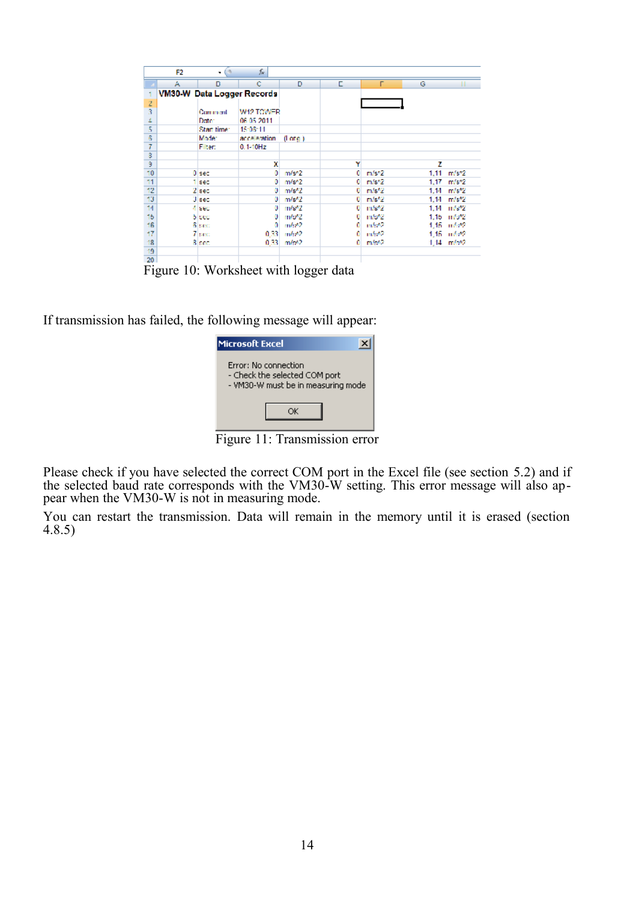Figure 10: Worksheet with logger data

If transmission has failed, the following message will appear:

Figure 11: Transmission error

Please check if you have selected the correct COM port in the Excel file (see section 5.2) and if the selected baud rate corresponds with the VM30-W setting. This error message will also appear when the VM30-W is not in measuring mode.

You can restart the transmission. Data will remain in the memory until it is erased (section 4.8.5)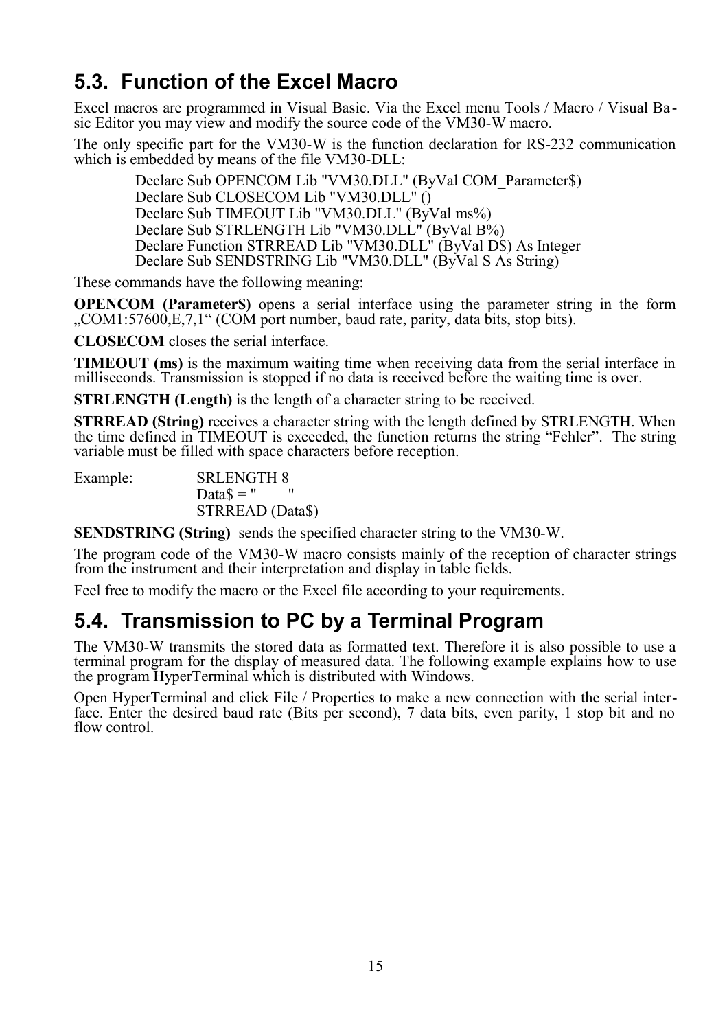## 5.3. Function of the Excel Macro

Excel macros are programmed in Visual Basic. Via the Excel menu Tools / Macro / Visual Basic Editor you may view and modify the source code of the VM30-W macro.

The only specific part for the VM30-W is the function declaration for RS-232 communication which is embedded by means of the file VM30-DLL:

```
Declare Sub OPENCOM Lib "VM30.DLL" (ByVal COM_Parameter$)
Declare Sub CLOSECOM Lib "VM30.DLL" ()
Declare Sub TIMEOUT Lib "VM30.DLL" (ByVal ms%)
Declare Sub STRLENGTH Lib "VM30.DLL" (ByVal B%)
Declare Function STRREAD Lib "VM30.DLL" (ByVal D$) As Integer
Declare Sub SENDSTRING Lib "VM30.DLL" (ByVal S As String)
```

These commands have the following meaning:

**OPENCOM (Parameter$)** opens a serial interface using the parameter string in the form „COM1:57600,E,7,1“ (COM port number, baud rate, parity, data bits, stop bits).

**CLOSECOM** closes the serial interface.

**TIMEOUT (ms)** is the maximum waiting time when receiving data from the serial interface in milliseconds. Transmission is stopped if no data is received before the waiting time is over.

**STRLENGTH (Length)** is the length of a character string to be received.

**STRREAD (String)** receives a character string with the length defined by STRLENGTH. When the time defined in TIMEOUT is exceeded, the function returns the string “Fehler”. The string variable must be filled with space characters before reception.

Example:

```
SRLENGTH 8
Data$ = "        "
STRREAD (Data$)
```

**SENDSTRING (String)** sends the specified character string to the VM30-W.

The program code of the VM30-W macro consists mainly of the reception of character strings from the instrument and their interpretation and display in table fields.

Feel free to modify the macro or the Excel file according to your requirements.

## 5.4. Transmission to PC by a Terminal Program

The VM30-W transmits the stored data as formatted text. Therefore it is also possible to use a terminal program for the display of measured data. The following example explains how to use the program HyperTerminal which is distributed with Windows.

Open HyperTerminal and click File / Properties to make a new connection with the serial interface. Enter the desired baud rate (Bits per second), 7 data bits, even parity, 1 stop bit and no flow control.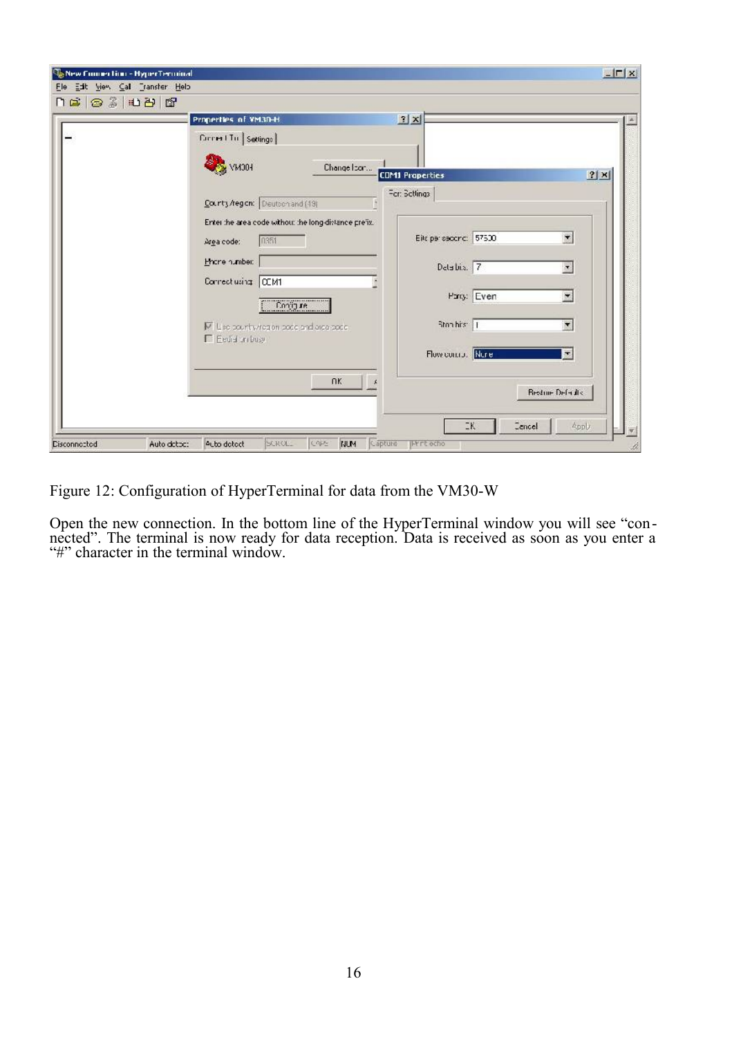Figure 12: Configuration of HyperTerminal for data from the VM30-W

Open the new connection. In the bottom line of the HyperTerminal window you will see “connected”. The terminal is now ready for data reception. Data is received as soon as you enter a “#” character in the terminal window.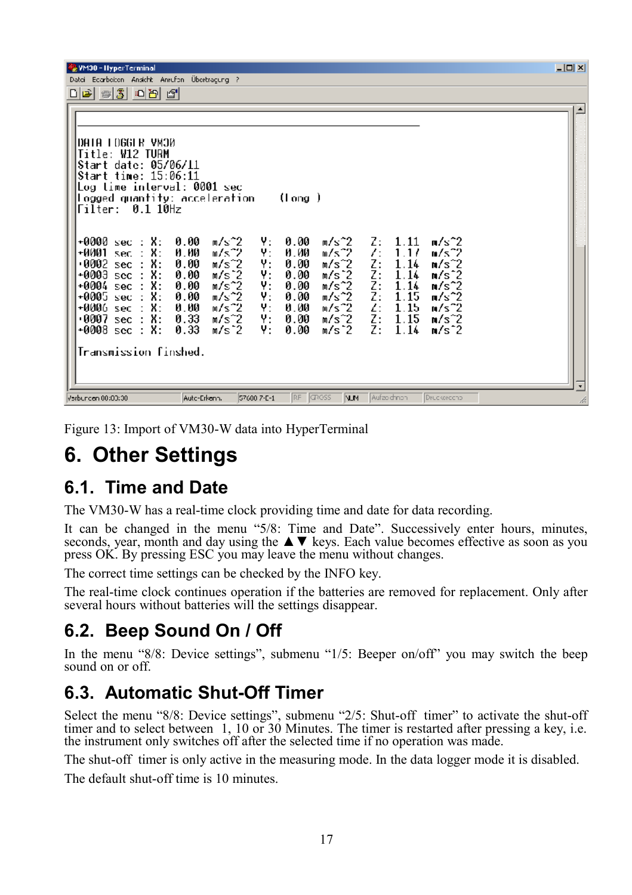```
DATA LOGGER VM30
Title: W12 TURM
Start date: 05/06/11
Start time: 15:06:11
Log time interval: 0001 sec
Logged quantity: acceleration    (long )
Filter:  0.1 10Hz

+0000 sec : X:  0.00  m/s^2   Y:  0.00  m/s^2   Z:  1.11  m/s^2
+0001 sec : X:  0.00  m/s^2   Y:  0.00  m/s^2   Z:  1.17  m/s^2
+0002 sec : X:  0.00  m/s^2   Y:  0.00  m/s^2   Z:  1.14  m/s^2
+0003 sec : X:  0.00  m/s^2   Y:  0.00  m/s^2   Z:  1.14  m/s^2
+0004 sec : X:  0.00  m/s^2   Y:  0.00  m/s^2   Z:  1.14  m/s^2
+0005 sec : X:  0.00  m/s^2   Y:  0.00  m/s^2   Z:  1.15  m/s^2
+0006 sec : X:  0.00  m/s^2   Y:  0.00  m/s^2   Z:  1.15  m/s^2
+0007 sec : X:  0.33  m/s^2   Y:  0.00  m/s^2   Z:  1.15  m/s^2
+0008 sec : X:  0.33  m/s^2   Y:  0.00  m/s^2   Z:  1.14  m/s^2

Transmission finished.
```

Figure 13: Import of VM30-W data into HyperTerminal

# 6. Other Settings

## 6.1. Time and Date

The VM30-W has a real-time clock providing time and date for data recording.

It can be changed in the menu "5/8: Time and Date". Successively enter hours, minutes, seconds, year, month and day using the ▲▼ keys. Each value becomes effective as soon as you press OK. By pressing ESC you may leave the menu without changes.

The correct time settings can be checked by the INFO key.

The real-time clock continues operation if the batteries are removed for replacement. Only after several hours without batteries will the settings disappear.

## 6.2. Beep Sound On / Off

In the menu "8/8: Device settings", submenu "1/5: Beeper on/off" you may switch the beep sound on or off.

## 6.3. Automatic Shut-Off Timer

Select the menu "8/8: Device settings", submenu "2/5: Shut-off timer" to activate the shut-off timer and to select between 1, 10 or 30 Minutes. The timer is restarted after pressing a key, i.e. the instrument only switches off after the selected time if no operation was made.

The shut-off timer is only active in the measuring mode. In the data logger mode it is disabled.

The default shut-off time is 10 minutes.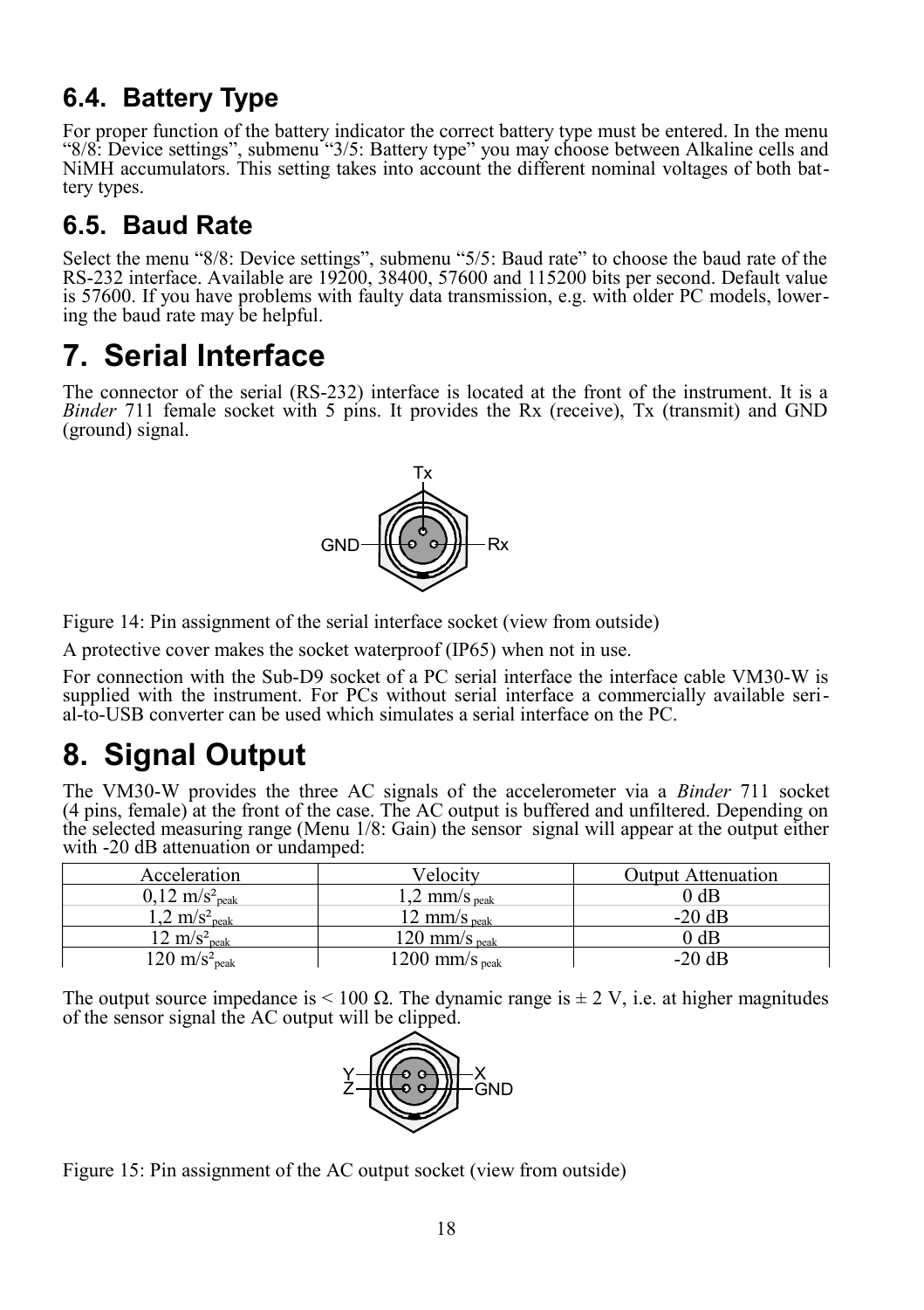## 6.4. Battery Type

For proper function of the battery indicator the correct battery type must be entered. In the menu "8/8: Device settings", submenu "3/5: Battery type" you may choose between Alkaline cells and NiMH accumulators. This setting takes into account the different nominal voltages of both battery types.

## 6.5. Baud Rate

Select the menu "8/8: Device settings", submenu "5/5: Baud rate" to choose the baud rate of the RS-232 interface. Available are 19200, 38400, 57600 and 115200 bits per second. Default value is 57600. If you have problems with faulty data transmission, e.g. with older PC models, lowering the baud rate may be helpful.

# 7. Serial Interface

The connector of the serial (RS-232) interface is located at the front of the instrument. It is a *Binder* 711 female socket with 5 pins. It provides the Rx (receive), Tx (transmit) and GND (ground) signal.

Figure 14: Pin assignment of the serial interface socket (view from outside)

A protective cover makes the socket waterproof (IP65) when not in use.

For connection with the Sub-D9 socket of a PC serial interface the interface cable VM30-W is supplied with the instrument. For PCs without serial interface a commercially available serial-to-USB converter can be used which simulates a serial interface on the PC.

# 8. Signal Output

The VM30-W provides the three AC signals of the accelerometer via a *Binder* 711 socket (4 pins, female) at the front of the case. The AC output is buffered and unfiltered. Depending on the selected measuring range (Menu 1/8: Gain) the sensor signal will appear at the output either with -20 dB attenuation or undamped:

| Acceleration | Velocity | Output Attenuation |
|---|---|---|
| 0,12 $m/s^2_{peak}$ | 1,2 $mm/s_{peak}$ | 0 dB |
| 1,2 $m/s^2_{peak}$ | 12 $mm/s_{peak}$ | -20 dB |
| 12 $m/s^2_{peak}$ | 120 $mm/s_{peak}$ | 0 dB |
| 120 $m/s^2_{peak}$ | 1200 $mm/s_{peak}$ | -20 dB |

The output source impedance is < 100 Ω. The dynamic range is ± 2 V, i.e. at higher magnitudes of the sensor signal the AC output will be clipped.

Figure 15: Pin assignment of the AC output socket (view from outside)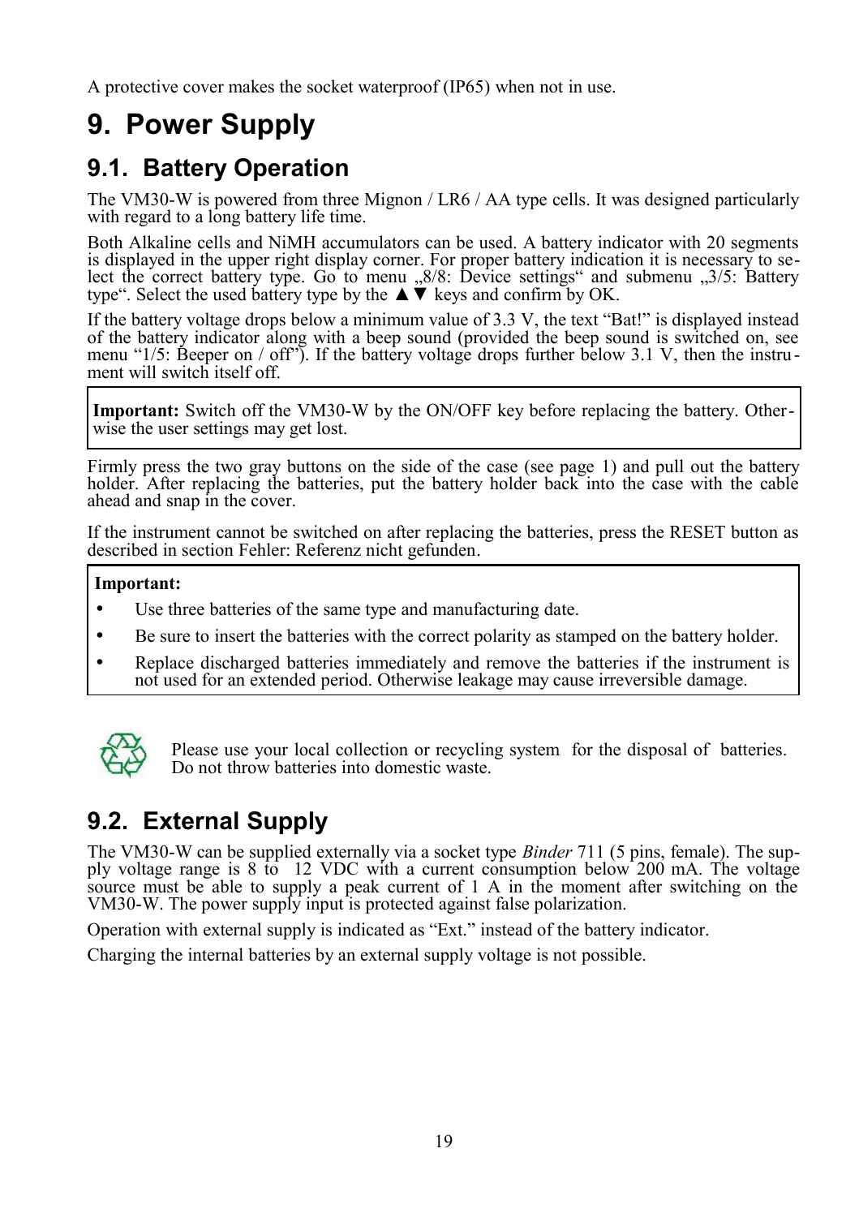A protective cover makes the socket waterproof (IP65) when not in use.

# 9. Power Supply

## 9.1. Battery Operation

The VM30-W is powered from three Mignon / LR6 / AA type cells. It was designed particularly with regard to a long battery life time.

Both Alkaline cells and NiMH accumulators can be used. A battery indicator with 20 segments is displayed in the upper right display corner. For proper battery indication it is necessary to select the correct battery type. Go to menu „8/8: Device settings“ and submenu „3/5: Battery type“. Select the used battery type by the ▲▼ keys and confirm by OK.

If the battery voltage drops below a minimum value of 3.3 V, the text “Bat!” is displayed instead of the battery indicator along with a beep sound (provided the beep sound is switched on, see menu “1/5: Beeper on / off”). If the battery voltage drops further below 3.1 V, then the instrument will switch itself off.

**Important:** Switch off the VM30-W by the ON/OFF key before replacing the battery. Otherwise the user settings may get lost.

Firmly press the two gray buttons on the side of the case (see page 1) and pull out the battery holder. After replacing the batteries, put the battery holder back into the case with the cable ahead and snap in the cover.

If the instrument cannot be switched on after replacing the batteries, press the RESET button as described in section Fehler: Referenz nicht gefunden.

**Important:**

- Use three batteries of the same type and manufacturing date.
- Be sure to insert the batteries with the correct polarity as stamped on the battery holder.
- Replace discharged batteries immediately and remove the batteries if the instrument is not used for an extended period. Otherwise leakage may cause irreversible damage.

Please use your local collection or recycling system for the disposal of batteries. Do not throw batteries into domestic waste.

## 9.2. External Supply

The VM30-W can be supplied externally via a socket type *Binder* 711 (5 pins, female). The supply voltage range is 8 to 12 VDC with a current consumption below 200 mA. The voltage source must be able to supply a peak current of 1 A in the moment after switching on the VM30-W. The power supply input is protected against false polarization.

Operation with external supply is indicated as “Ext.” instead of the battery indicator.

Charging the internal batteries by an external supply voltage is not possible.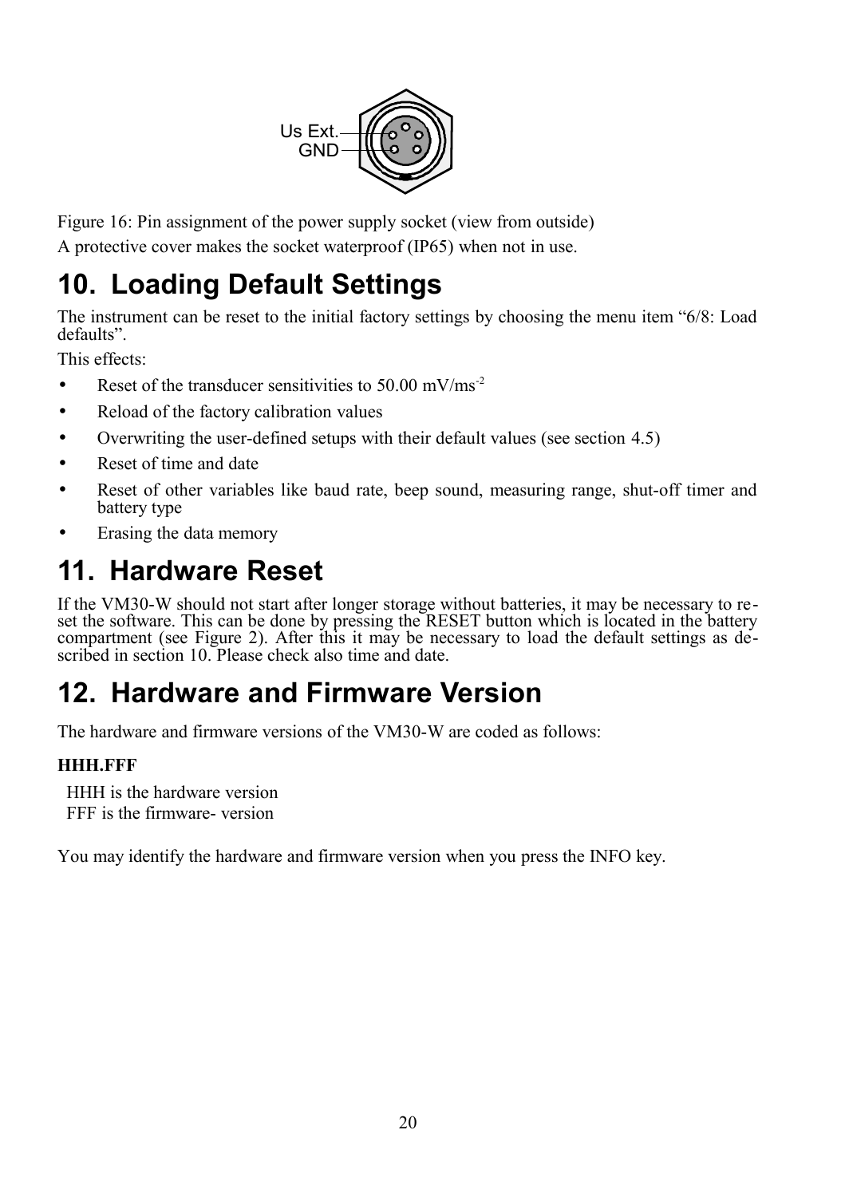Figure 16: Pin assignment of the power supply socket (view from outside)

A protective cover makes the socket waterproof (IP65) when not in use.

# 10. Loading Default Settings

The instrument can be reset to the initial factory settings by choosing the menu item “6/8: Load defaults”.

This effects:

- Reset of the transducer sensitivities to 50.00 mV/ms$^{-2}$
- Reload of the factory calibration values
- Overwriting the user-defined setups with their default values (see section 4.5)
- Reset of time and date
- Reset of other variables like baud rate, beep sound, measuring range, shut-off timer and battery type
- Erasing the data memory

# 11. Hardware Reset

If the VM30-W should not start after longer storage without batteries, it may be necessary to reset the software. This can be done by pressing the RESET button which is located in the battery compartment (see Figure 2). After this it may be necessary to load the default settings as described in section 10. Please check also time and date.

# 12. Hardware and Firmware Version

The hardware and firmware versions of the VM30-W are coded as follows:

**HHH.FFF**

HHH is the hardware version
FFF is the firmware- version

You may identify the hardware and firmware version when you press the INFO key.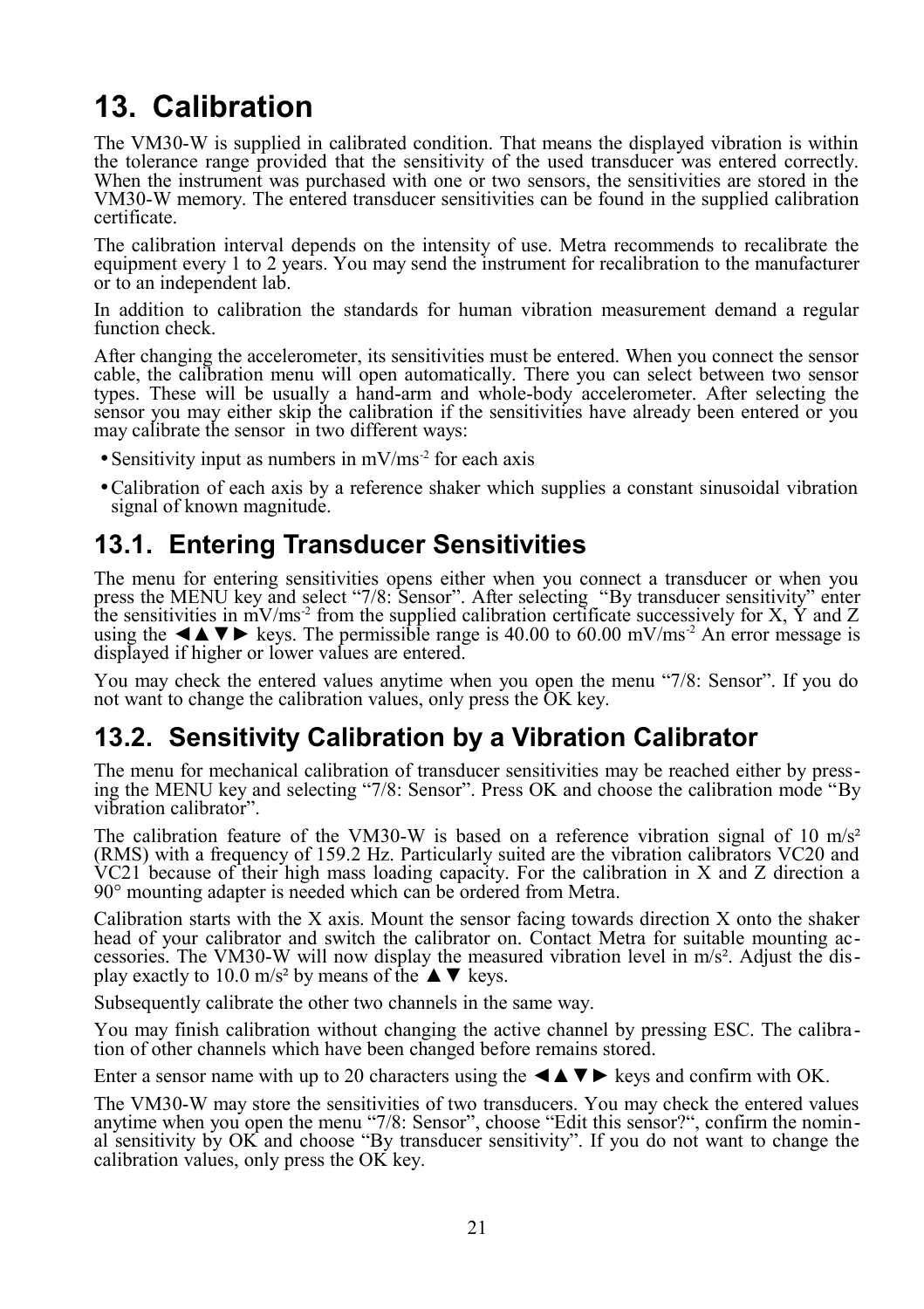# 13. Calibration

The VM30-W is supplied in calibrated condition. That means the displayed vibration is within the tolerance range provided that the sensitivity of the used transducer was entered correctly. When the instrument was purchased with one or two sensors, the sensitivities are stored in the VM30-W memory. The entered transducer sensitivities can be found in the supplied calibration certificate.

The calibration interval depends on the intensity of use. Metra recommends to recalibrate the equipment every 1 to 2 years. You may send the instrument for recalibration to the manufacturer or to an independent lab.

In addition to calibration the standards for human vibration measurement demand a regular function check.

After changing the accelerometer, its sensitivities must be entered. When you connect the sensor cable, the calibration menu will open automatically. There you can select between two sensor types. These will be usually a hand-arm and whole-body accelerometer. After selecting the sensor you may either skip the calibration if the sensitivities have already been entered or you may calibrate the sensor in two different ways:

- Sensitivity input as numbers in mV/ms$^{-2}$ for each axis
- Calibration of each axis by a reference shaker which supplies a constant sinusoidal vibration signal of known magnitude.

## 13.1. Entering Transducer Sensitivities

The menu for entering sensitivities opens either when you connect a transducer or when you press the MENU key and select “7/8: Sensor”. After selecting “By transducer sensitivity” enter the sensitivities in mV/ms$^{-2}$ from the supplied calibration certificate successively for X, Y and Z using the ◄▲▼► keys. The permissible range is 40.00 to 60.00 mV/ms$^{-2}$ An error message is displayed if higher or lower values are entered.

You may check the entered values anytime when you open the menu “7/8: Sensor”. If you do not want to change the calibration values, only press the OK key.

## 13.2. Sensitivity Calibration by a Vibration Calibrator

The menu for mechanical calibration of transducer sensitivities may be reached either by pressing the MENU key and selecting “7/8: Sensor”. Press OK and choose the calibration mode “By vibration calibrator”.

The calibration feature of the VM30-W is based on a reference vibration signal of 10 m/s² (RMS) with a frequency of 159.2 Hz. Particularly suited are the vibration calibrators VC20 and VC21 because of their high mass loading capacity. For the calibration in X and Z direction a 90° mounting adapter is needed which can be ordered from Metra.

Calibration starts with the X axis. Mount the sensor facing towards direction X onto the shaker head of your calibrator and switch the calibrator on. Contact Metra for suitable mounting accessories. The VM30-W will now display the measured vibration level in m/s². Adjust the display exactly to 10.0 m/s² by means of the ▲▼ keys.

Subsequently calibrate the other two channels in the same way.

You may finish calibration without changing the active channel by pressing ESC. The calibration of other channels which have been changed before remains stored.

Enter a sensor name with up to 20 characters using the ◄▲▼► keys and confirm with OK.

The VM30-W may store the sensitivities of two transducers. You may check the entered values anytime when you open the menu “7/8: Sensor”, choose “Edit this sensor?“, confirm the nominal sensitivity by OK and choose “By transducer sensitivity”. If you do not want to change the calibration values, only press the OK key.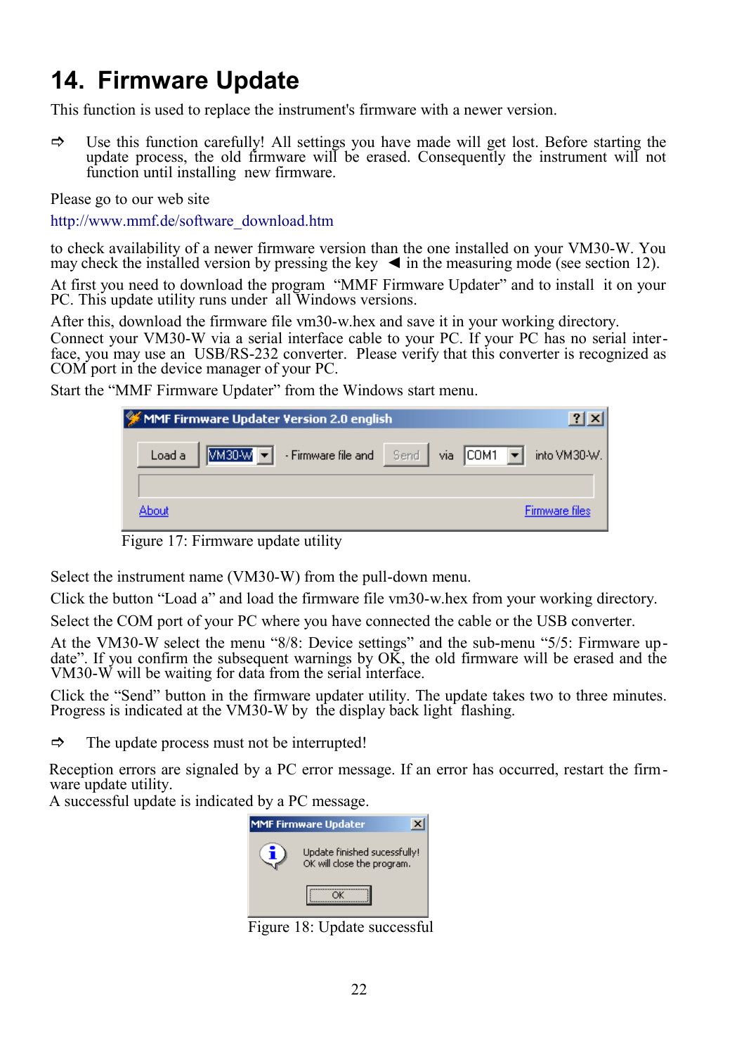# 14. Firmware Update

This function is used to replace the instrument's firmware with a newer version.

➪ Use this function carefully! All settings you have made will get lost. Before starting the update process, the old firmware will be erased. Consequently the instrument will not function until installing new firmware.

Please go to our web site

http://www.mmf.de/software_download.htm

to check availability of a newer firmware version than the one installed on your VM30-W. You may check the installed version by pressing the key ◄ in the measuring mode (see section 12).

At first you need to download the program "MMF Firmware Updater" and to install it on your PC. This update utility runs under all Windows versions.

After this, download the firmware file vm30-w.hex and save it in your working directory.
Connect your VM30-W via a serial interface cable to your PC. If your PC has no serial interface, you may use an USB/RS-232 converter. Please verify that this converter is recognized as COM port in the device manager of your PC.
Start the "MMF Firmware Updater" from the Windows start menu.

Figure 17: Firmware update utility

Select the instrument name (VM30-W) from the pull-down menu.

Click the button "Load a" and load the firmware file vm30-w.hex from your working directory.

Select the COM port of your PC where you have connected the cable or the USB converter.

At the VM30-W select the menu "8/8: Device settings" and the sub-menu "5/5: Firmware update". If you confirm the subsequent warnings by OK, the old firmware will be erased and the VM30-W will be waiting for data from the serial interface.

Click the "Send" button in the firmware updater utility. The update takes two to three minutes. Progress is indicated at the VM30-W by the display back light flashing.

➪ The update process must not be interrupted!

Reception errors are signaled by a PC error message. If an error has occurred, restart the firmware update utility.
A successful update is indicated by a PC message.

Figure 18: Update successful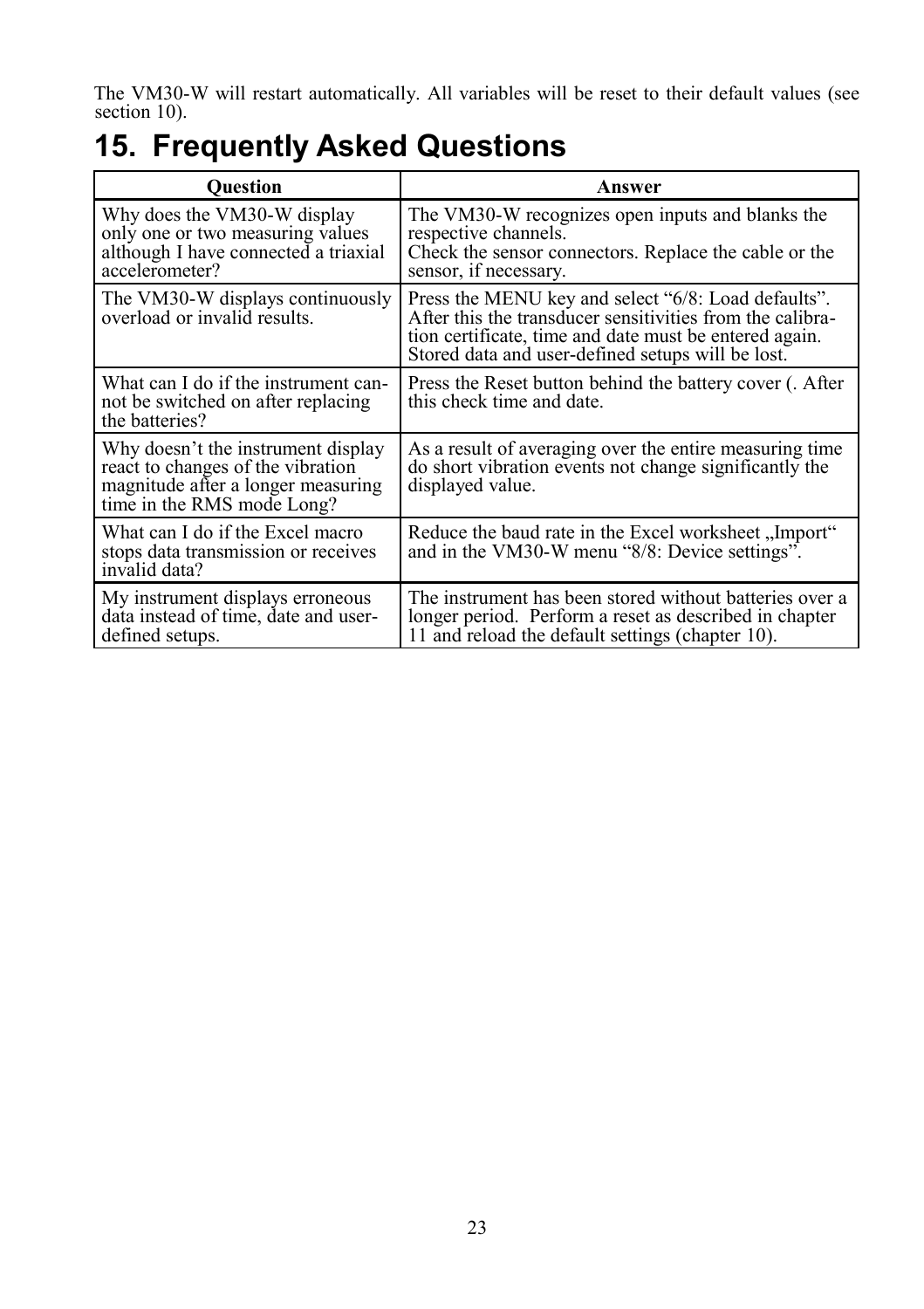The VM30-W will restart automatically. All variables will be reset to their default values (see section 10).

# 15. Frequently Asked Questions

| Question | Answer |
|---|---|
| Why does the VM30-W display only one or two measuring values although I have connected a triaxial accelerometer? | The VM30-W recognizes open inputs and blanks the respective channels.<br>Check the sensor connectors. Replace the cable or the sensor, if necessary. |
| The VM30-W displays continuously overload or invalid results. | Press the MENU key and select “6/8: Load defaults”. After this the transducer sensitivities from the calibration certificate, time and date must be entered again. Stored data and user-defined setups will be lost. |
| What can I do if the instrument cannot be switched on after replacing the batteries? | Press the Reset button behind the battery cover (. After this check time and date. |
| Why doesn’t the instrument display react to changes of the vibration magnitude after a longer measuring time in the RMS mode Long? | As a result of averaging over the entire measuring time do short vibration events not change significantly the displayed value. |
| What can I do if the Excel macro stops data transmission or receives invalid data? | Reduce the baud rate in the Excel worksheet „Import“ and in the VM30-W menu “8/8: Device settings”. |
| My instrument displays erroneous data instead of time, date and user-defined setups. | The instrument has been stored without batteries over a longer period. Perform a reset as described in chapter 11 and reload the default settings (chapter 10). |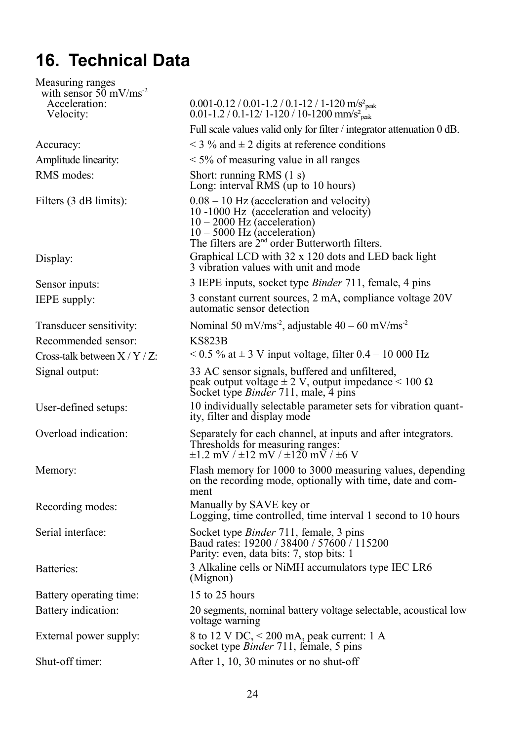# 16. Technical Data

| | |
|---|---|
| Measuring ranges<br>with sensor 50 mV/ms$^{-2}$<br>Acceleration:<br>Velocity: | <br><br>0.001-0.12 / 0.01-1.2 / 0.1-12 / 1-120 m/s$^2_{peak}$<br>0.01-1.2 / 0.1-12/ 1-120 / 10-1200 mm/s$^2_{peak}$<br>Full scale values valid only for filter / integrator attenuation 0 dB. |
| Accuracy: | < 3 % and ± 2 digits at reference conditions |
| Amplitude linearity: | < 5% of measuring value in all ranges |
| RMS modes: | Short: running RMS (1 s)<br>Long: interval RMS (up to 10 hours) |
| Filters (3 dB limits): | 0.08 – 10 Hz (acceleration and velocity)<br>10 -1000 Hz (acceleration and velocity)<br>10 – 2000 Hz (acceleration)<br>10 – 5000 Hz (acceleration)<br>The filters are 2nd order Butterworth filters. |
| Display: | Graphical LCD with 32 x 120 dots and LED back light<br>3 vibration values with unit and mode |
| Sensor inputs: | 3 IEPE inputs, socket type *Binder* 711, female, 4 pins |
| IEPE supply: | 3 constant current sources, 2 mA, compliance voltage 20V<br>automatic sensor detection |
| Transducer sensitivity: | Nominal 50 mV/ms$^{-2}$, adjustable 40 – 60 mV/ms$^{-2}$ |
| Recommended sensor: | KS823B |
| Cross-talk between X / Y / Z: | < 0.5 % at ± 3 V input voltage, filter 0.4 – 10 000 Hz |
| Signal output: | 33 AC sensor signals, buffered and unfiltered,<br>peak output voltage ± 2 V, output impedance < 100 Ω<br>Socket type *Binder* 711, male, 4 pins |
| User-defined setups: | 10 individually selectable parameter sets for vibration quantity, filter and display mode |
| Overload indication: | Separately for each channel, at inputs and after integrators.<br>Thresholds for measuring ranges:<br>±1.2 mV / ±12 mV / ±120 mV / ±6 V |
| Memory: | Flash memory for 1000 to 3000 measuring values, depending on the recording mode, optionally with time, date and comment |
| Recording modes: | Manually by SAVE key or<br>Logging, time controlled, time interval 1 second to 10 hours |
| Serial interface: | Socket type *Binder* 711, female, 3 pins<br>Baud rates: 19200 / 38400 / 57600 / 115200<br>Parity: even, data bits: 7, stop bits: 1 |
| Batteries: | 3 Alkaline cells or NiMH accumulators type IEC LR6 (Mignon) |
| Battery operating time: | 15 to 25 hours |
| Battery indication: | 20 segments, nominal battery voltage selectable, acoustical low voltage warning |
| External power supply: | 8 to 12 V DC, < 200 mA, peak current: 1 A<br>socket type *Binder* 711, female, 5 pins |
| Shut-off timer: | After 1, 10, 30 minutes or no shut-off |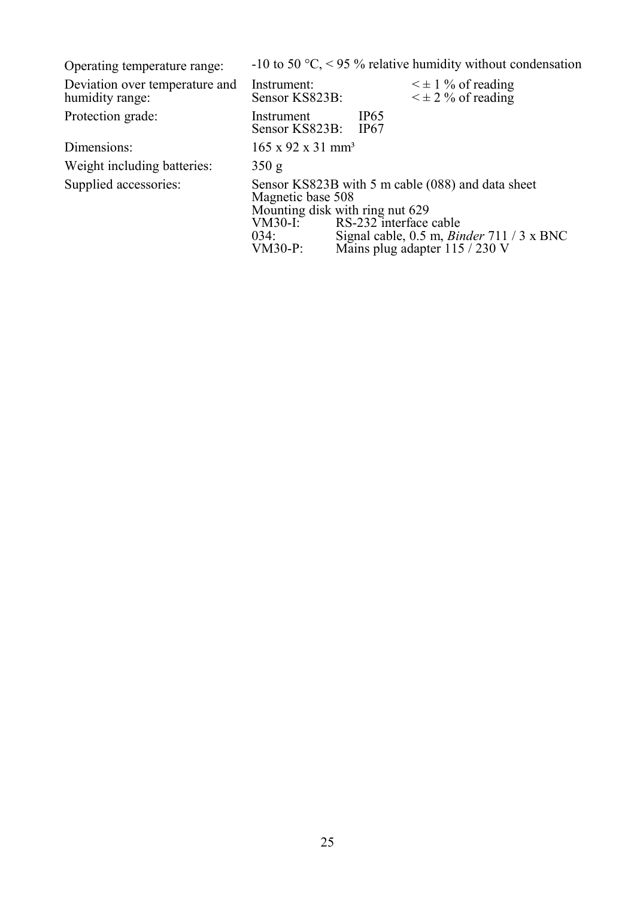| | |
|---|---|
| Operating temperature range: | -10 to 50 °C, < 95 % relative humidity without condensation |
| Deviation over temperature and humidity range: | Instrument: < ± 1 % of reading<br>Sensor KS823B: < ± 2 % of reading |
| Protection grade: | Instrument IP65<br>Sensor KS823B: IP67 |
| Dimensions: | 165 x 92 x 31 mm³ |
| Weight including batteries: | 350 g |
| Supplied accessories: | Sensor KS823B with 5 m cable (088) and data sheet<br>Magnetic base 508<br>Mounting disk with ring nut 629<br>VM30-I: RS-232 interface cable<br>034: Signal cable, 0.5 m, *Binder* 711 / 3 x BNC<br>VM30-P: Mains plug adapter 115 / 230 V |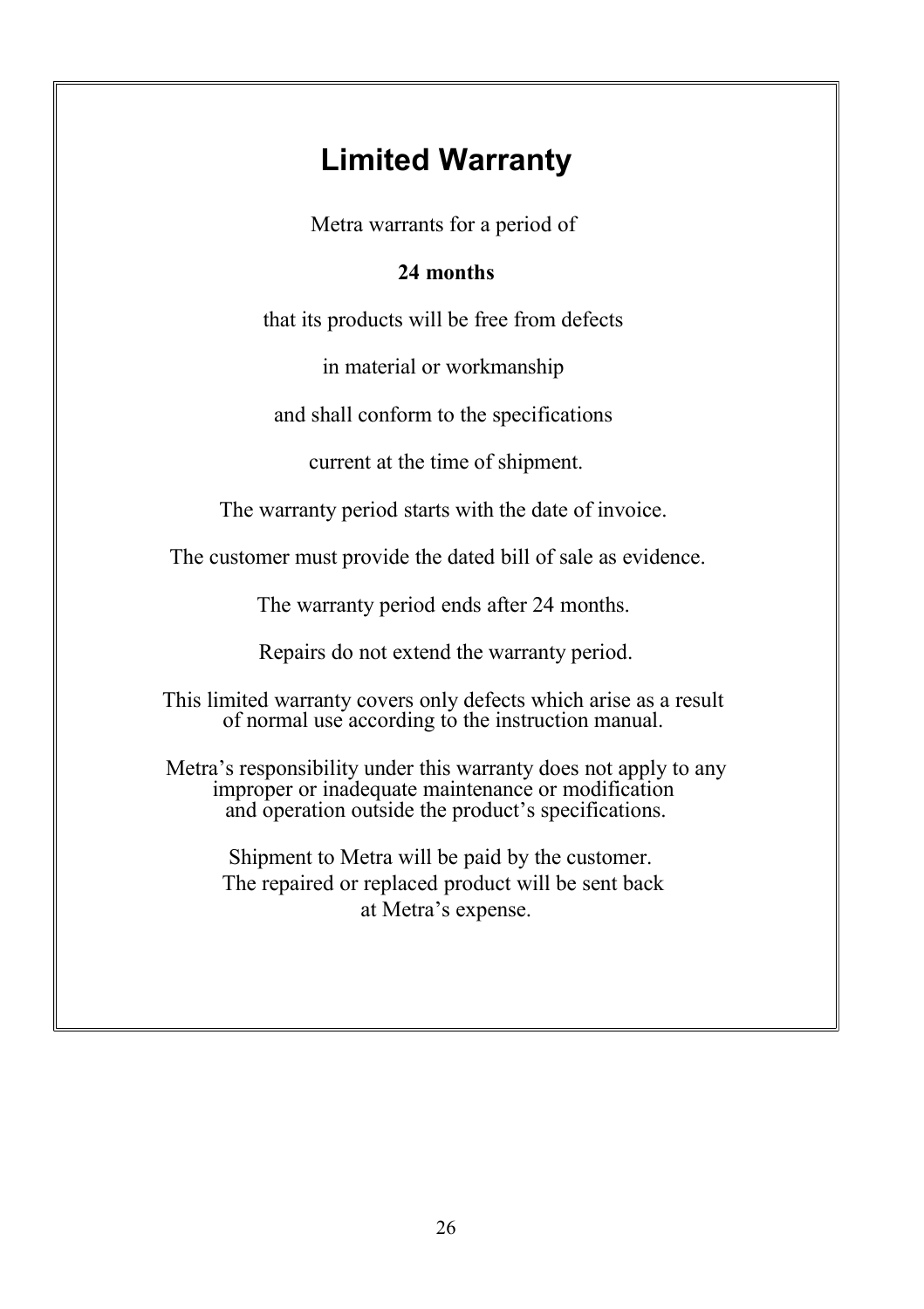# Limited Warranty

Metra warrants for a period of

**24 months**

that its products will be free from defects

in material or workmanship

and shall conform to the specifications

current at the time of shipment.

The warranty period starts with the date of invoice.

The customer must provide the dated bill of sale as evidence.

The warranty period ends after 24 months.

Repairs do not extend the warranty period.

This limited warranty covers only defects which arise as a result of normal use according to the instruction manual.

Metra's responsibility under this warranty does not apply to any improper or inadequate maintenance or modification and operation outside the product's specifications.

Shipment to Metra will be paid by the customer. The repaired or replaced product will be sent back at Metra's expense.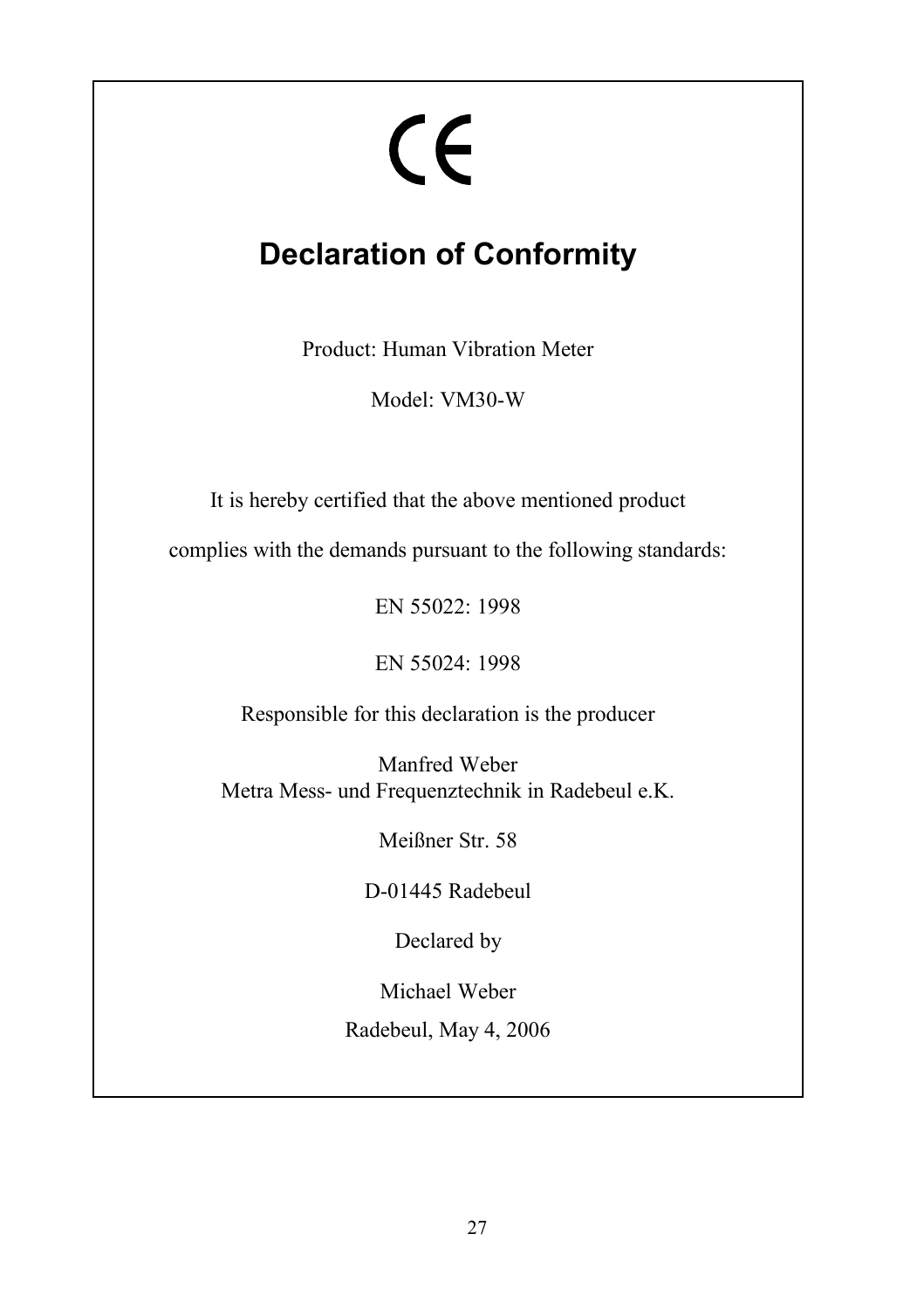CE

# Declaration of Conformity

Product: Human Vibration Meter

Model: VM30-W

It is hereby certified that the above mentioned product

complies with the demands pursuant to the following standards:

EN 55022: 1998

EN 55024: 1998

Responsible for this declaration is the producer

Manfred Weber
Metra Mess- und Frequenztechnik in Radebeul e.K.

Meißner Str. 58

D-01445 Radebeul

Declared by

Michael Weber

Radebeul, May 4, 2006